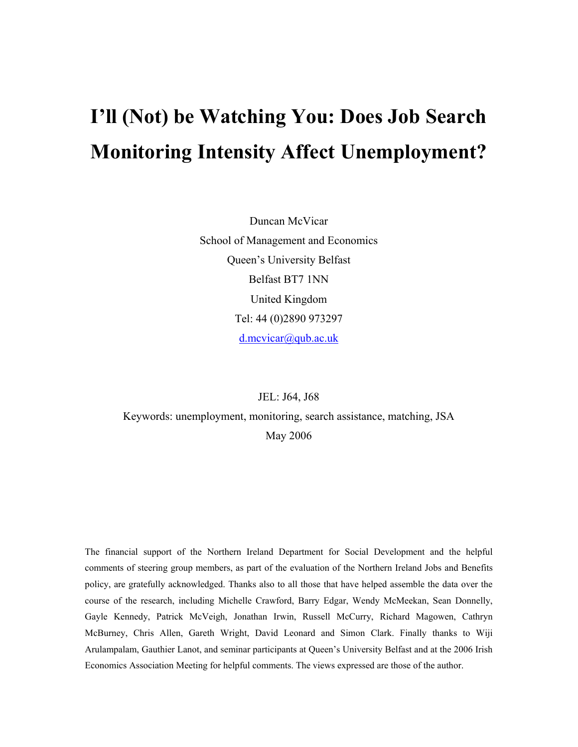# I'll (Not) be Watching You: Does Job Search Monitoring Intensity Affect Unemployment?

Duncan McVicar

School of Management and Economics

Queen's University Belfast

Belfast BT7 1NN

United Kingdom

Tel: 44 (0)2890 973297

d.mcvicar@qub.ac.uk

JEL: J64, J68

Keywords: unemployment, monitoring, search assistance, matching, JSA

May 2006

The financial support of the Northern Ireland Department for Social Development and the helpful comments of steering group members, as part of the evaluation of the Northern Ireland Jobs and Benefits policy, are gratefully acknowledged. Thanks also to all those that have helped assemble the data over the course of the research, including Michelle Crawford, Barry Edgar, Wendy McMeekan, Sean Donnelly, Gayle Kennedy, Patrick McVeigh, Jonathan Irwin, Russell McCurry, Richard Magowen, Cathryn McBurney, Chris Allen, Gareth Wright, David Leonard and Simon Clark. Finally thanks to Wiji Arulampalam, Gauthier Lanot, and seminar participants at Queen's University Belfast and at the 2006 Irish Economics Association Meeting for helpful comments. The views expressed are those of the author.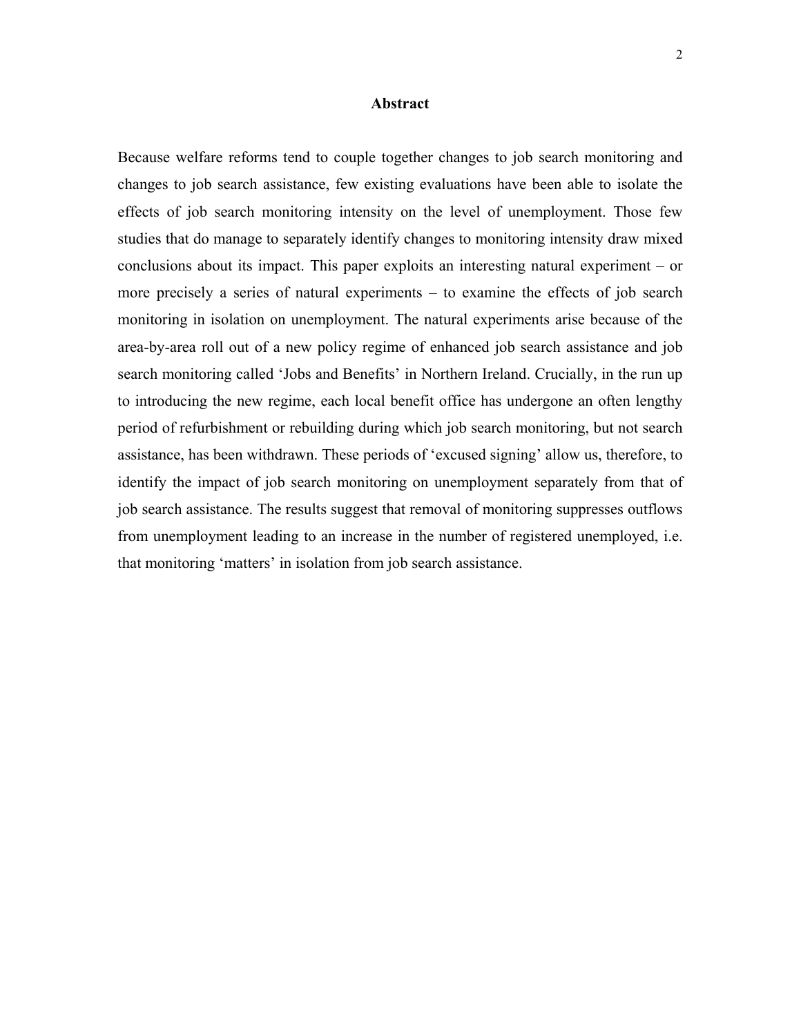## Abstract

Because welfare reforms tend to couple together changes to job search monitoring and changes to job search assistance, few existing evaluations have been able to isolate the effects of job search monitoring intensity on the level of unemployment. Those few studies that do manage to separately identify changes to monitoring intensity draw mixed conclusions about its impact. This paper exploits an interesting natural experiment – or more precisely a series of natural experiments – to examine the effects of job search monitoring in isolation on unemployment. The natural experiments arise because of the area-by-area roll out of a new policy regime of enhanced job search assistance and job search monitoring called 'Jobs and Benefits' in Northern Ireland. Crucially, in the run up to introducing the new regime, each local benefit office has undergone an often lengthy period of refurbishment or rebuilding during which job search monitoring, but not search assistance, has been withdrawn. These periods of 'excused signing' allow us, therefore, to identify the impact of job search monitoring on unemployment separately from that of job search assistance. The results suggest that removal of monitoring suppresses outflows from unemployment leading to an increase in the number of registered unemployed, i.e. that monitoring 'matters' in isolation from job search assistance.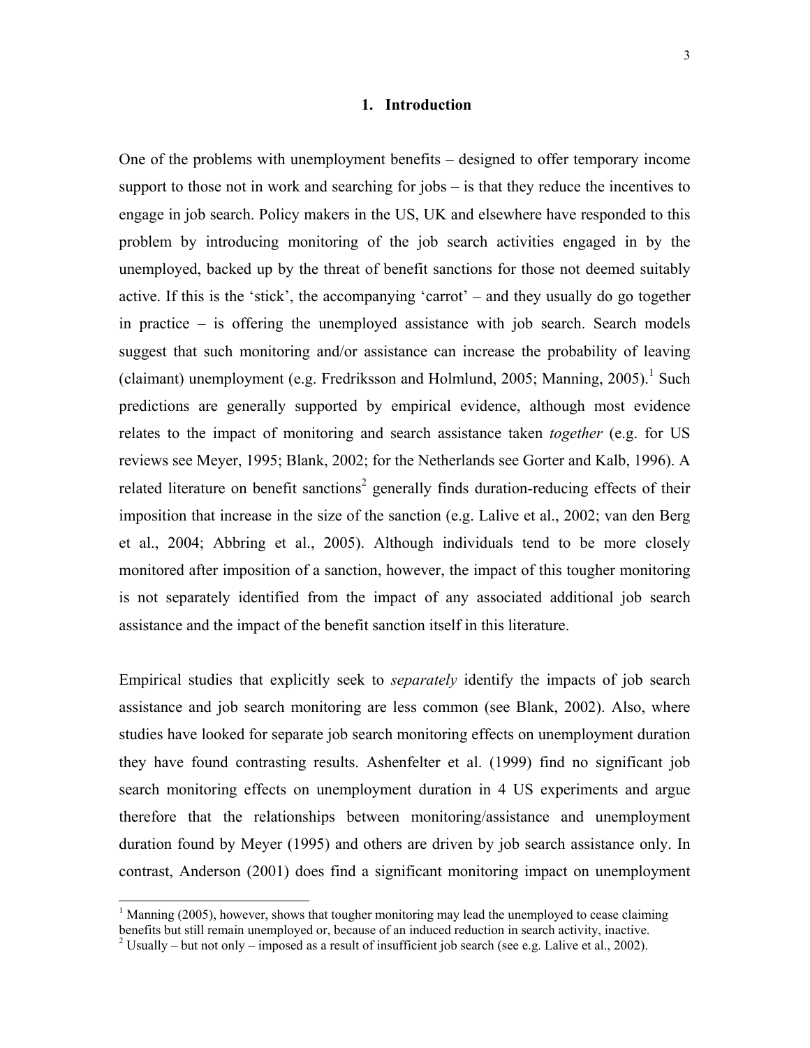## 1. Introduction

One of the problems with unemployment benefits – designed to offer temporary income support to those not in work and searching for jobs – is that they reduce the incentives to engage in job search. Policy makers in the US, UK and elsewhere have responded to this problem by introducing monitoring of the job search activities engaged in by the unemployed, backed up by the threat of benefit sanctions for those not deemed suitably active. If this is the 'stick', the accompanying 'carrot' – and they usually do go together in practice – is offering the unemployed assistance with job search. Search models suggest that such monitoring and/or assistance can increase the probability of leaving (claimant) unemployment (e.g. Fredriksson and Holmlund, 2005; Manning, 2005).[1] Such predictions are generally supported by empirical evidence, although most evidence relates to the impact of monitoring and search assistance taken *together* (e.g. for US reviews see Meyer, 1995; Blank, 2002; for the Netherlands see Gorter and Kalb, 1996). A related literature on benefit sanctions[2] generally finds duration-reducing effects of their imposition that increase in the size of the sanction (e.g. Lalive et al., 2002; van den Berg et al., 2004; Abbring et al., 2005). Although individuals tend to be more closely monitored after imposition of a sanction, however, the impact of this tougher monitoring is not separately identified from the impact of any associated additional job search assistance and the impact of the benefit sanction itself in this literature.

Empirical studies that explicitly seek to *separately* identify the impacts of job search assistance and job search monitoring are less common (see Blank, 2002). Also, where studies have looked for separate job search monitoring effects on unemployment duration they have found contrasting results. Ashenfelter et al. (1999) find no significant job search monitoring effects on unemployment duration in 4 US experiments and argue therefore that the relationships between monitoring/assistance and unemployment duration found by Meyer (1995) and others are driven by job search assistance only. In contrast, Anderson (2001) does find a significant monitoring impact on unemployment

[1] Manning (2005), however, shows that tougher monitoring may lead the unemployed to cease claiming benefits but still remain unemployed or, because of an induced reduction in search activity, inactive.

[2] Usually – but not only – imposed as a result of insufficient job search (see e.g. Lalive et al., 2002).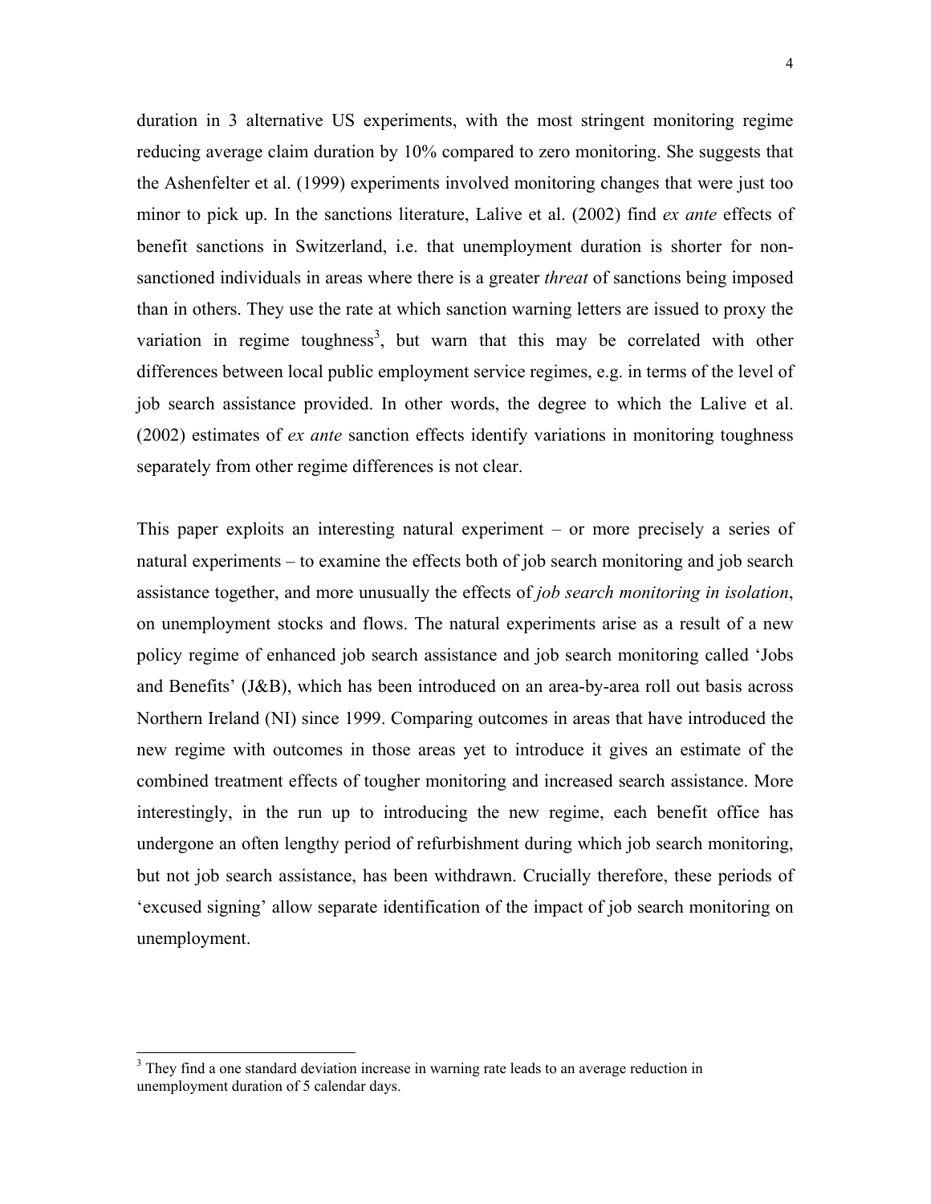duration in 3 alternative US experiments, with the most stringent monitoring regime reducing average claim duration by 10% compared to zero monitoring. She suggests that the Ashenfelter et al. (1999) experiments involved monitoring changes that were just too minor to pick up. In the sanctions literature, Lalive et al. (2002) find *ex ante* effects of benefit sanctions in Switzerland, i.e. that unemployment duration is shorter for non-sanctioned individuals in areas where there is a greater *threat* of sanctions being imposed than in others. They use the rate at which sanction warning letters are issued to proxy the variation in regime toughness[3], but warn that this may be correlated with other differences between local public employment service regimes, e.g. in terms of the level of job search assistance provided. In other words, the degree to which the Lalive et al. (2002) estimates of *ex ante* sanction effects identify variations in monitoring toughness separately from other regime differences is not clear.

This paper exploits an interesting natural experiment – or more precisely a series of natural experiments – to examine the effects both of job search monitoring and job search assistance together, and more unusually the effects of *job search monitoring in isolation*, on unemployment stocks and flows. The natural experiments arise as a result of a new policy regime of enhanced job search assistance and job search monitoring called 'Jobs and Benefits' (J&B), which has been introduced on an area-by-area roll out basis across Northern Ireland (NI) since 1999. Comparing outcomes in areas that have introduced the new regime with outcomes in those areas yet to introduce it gives an estimate of the combined treatment effects of tougher monitoring and increased search assistance. More interestingly, in the run up to introducing the new regime, each benefit office has undergone an often lengthy period of refurbishment during which job search monitoring, but not job search assistance, has been withdrawn. Crucially therefore, these periods of 'excused signing' allow separate identification of the impact of job search monitoring on unemployment.

[3] They find a one standard deviation increase in warning rate leads to an average reduction in unemployment duration of 5 calendar days.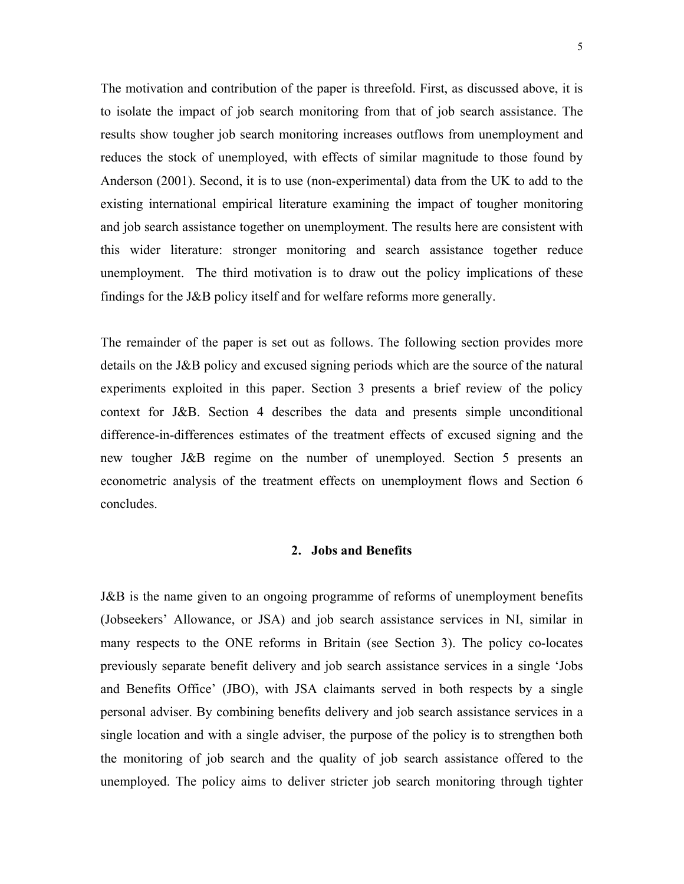The motivation and contribution of the paper is threefold. First, as discussed above, it is to isolate the impact of job search monitoring from that of job search assistance. The results show tougher job search monitoring increases outflows from unemployment and reduces the stock of unemployed, with effects of similar magnitude to those found by Anderson (2001). Second, it is to use (non-experimental) data from the UK to add to the existing international empirical literature examining the impact of tougher monitoring and job search assistance together on unemployment. The results here are consistent with this wider literature: stronger monitoring and search assistance together reduce unemployment. The third motivation is to draw out the policy implications of these findings for the J&B policy itself and for welfare reforms more generally.

The remainder of the paper is set out as follows. The following section provides more details on the J&B policy and excused signing periods which are the source of the natural experiments exploited in this paper. Section 3 presents a brief review of the policy context for J&B. Section 4 describes the data and presents simple unconditional difference-in-differences estimates of the treatment effects of excused signing and the new tougher J&B regime on the number of unemployed. Section 5 presents an econometric analysis of the treatment effects on unemployment flows and Section 6 concludes.

## 2. Jobs and Benefits

J&B is the name given to an ongoing programme of reforms of unemployment benefits (Jobseekers' Allowance, or JSA) and job search assistance services in NI, similar in many respects to the ONE reforms in Britain (see Section 3). The policy co-locates previously separate benefit delivery and job search assistance services in a single 'Jobs and Benefits Office' (JBO), with JSA claimants served in both respects by a single personal adviser. By combining benefits delivery and job search assistance services in a single location and with a single adviser, the purpose of the policy is to strengthen both the monitoring of job search and the quality of job search assistance offered to the unemployed. The policy aims to deliver stricter job search monitoring through tighter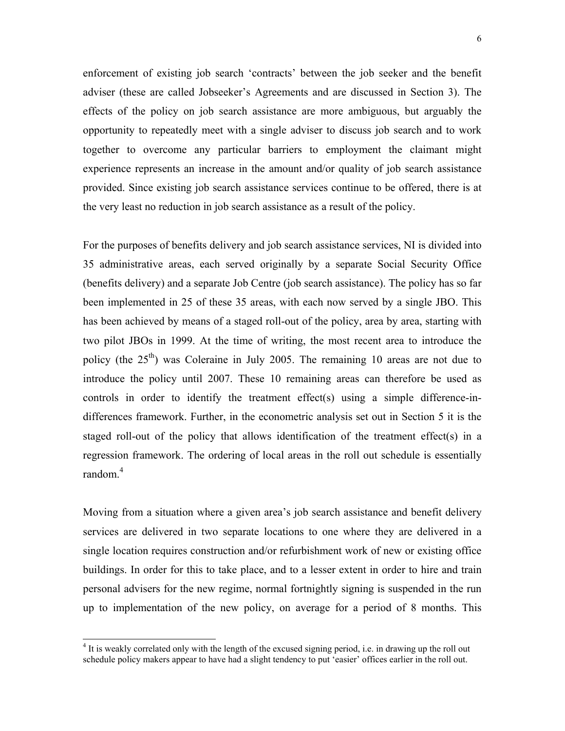enforcement of existing job search 'contracts' between the job seeker and the benefit adviser (these are called Jobseeker's Agreements and are discussed in Section 3). The effects of the policy on job search assistance are more ambiguous, but arguably the opportunity to repeatedly meet with a single adviser to discuss job search and to work together to overcome any particular barriers to employment the claimant might experience represents an increase in the amount and/or quality of job search assistance provided. Since existing job search assistance services continue to be offered, there is at the very least no reduction in job search assistance as a result of the policy.

For the purposes of benefits delivery and job search assistance services, NI is divided into 35 administrative areas, each served originally by a separate Social Security Office (benefits delivery) and a separate Job Centre (job search assistance). The policy has so far been implemented in 25 of these 35 areas, with each now served by a single JBO. This has been achieved by means of a staged roll-out of the policy, area by area, starting with two pilot JBOs in 1999. At the time of writing, the most recent area to introduce the policy (the 25th) was Coleraine in July 2005. The remaining 10 areas are not due to introduce the policy until 2007. These 10 remaining areas can therefore be used as controls in order to identify the treatment effect(s) using a simple difference-in-differences framework. Further, in the econometric analysis set out in Section 5 it is the staged roll-out of the policy that allows identification of the treatment effect(s) in a regression framework. The ordering of local areas in the roll out schedule is essentially random.[4]

Moving from a situation where a given area's job search assistance and benefit delivery services are delivered in two separate locations to one where they are delivered in a single location requires construction and/or refurbishment work of new or existing office buildings. In order for this to take place, and to a lesser extent in order to hire and train personal advisers for the new regime, normal fortnightly signing is suspended in the run up to implementation of the new policy, on average for a period of 8 months. This

[4] It is weakly correlated only with the length of the excused signing period, i.e. in drawing up the roll out schedule policy makers appear to have had a slight tendency to put 'easier' offices earlier in the roll out.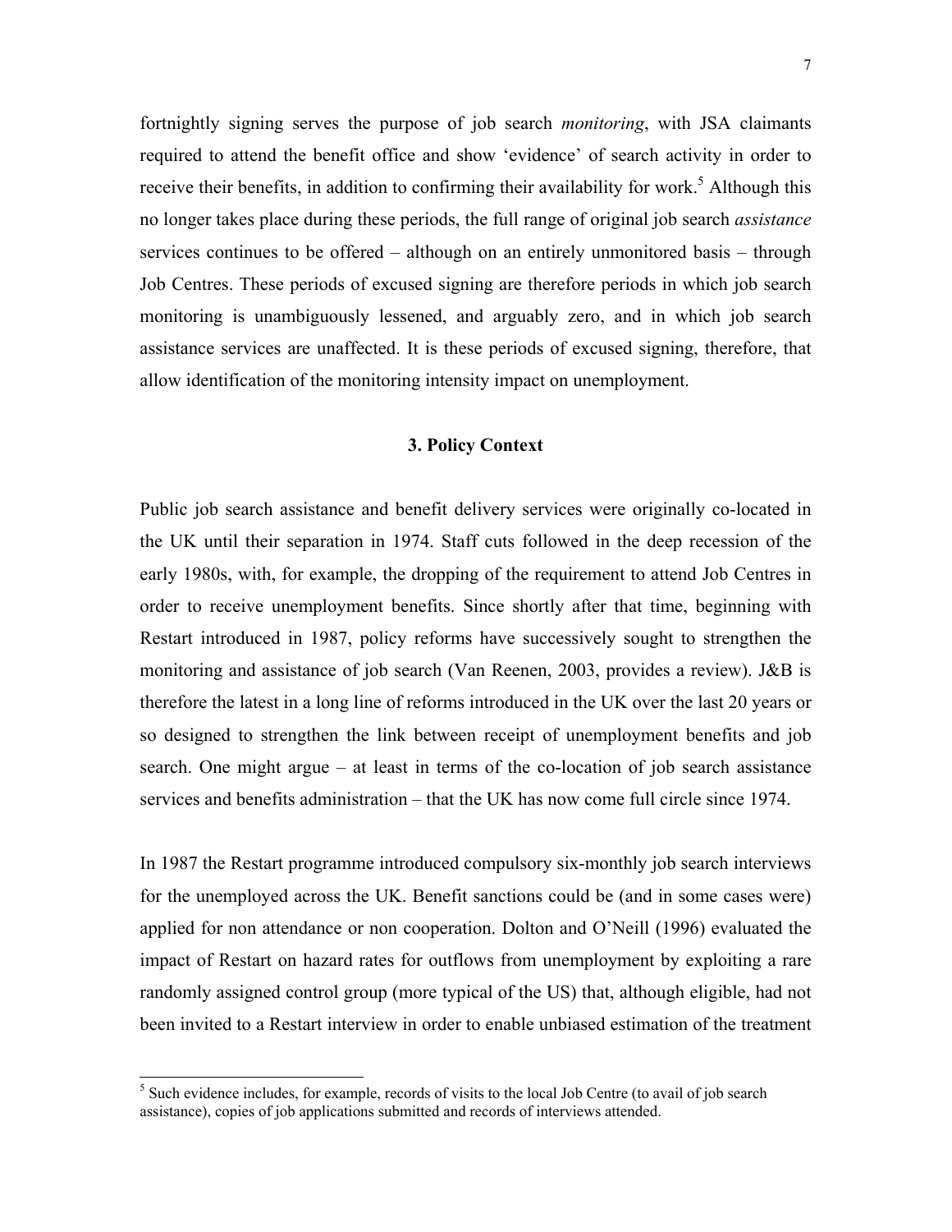fortnightly signing serves the purpose of job search *monitoring*, with JSA claimants required to attend the benefit office and show 'evidence' of search activity in order to receive their benefits, in addition to confirming their availability for work.[5] Although this no longer takes place during these periods, the full range of original job search *assistance* services continues to be offered – although on an entirely unmonitored basis – through Job Centres. These periods of excused signing are therefore periods in which job search monitoring is unambiguously lessened, and arguably zero, and in which job search assistance services are unaffected. It is these periods of excused signing, therefore, that allow identification of the monitoring intensity impact on unemployment.

## 3. Policy Context

Public job search assistance and benefit delivery services were originally co-located in the UK until their separation in 1974. Staff cuts followed in the deep recession of the early 1980s, with, for example, the dropping of the requirement to attend Job Centres in order to receive unemployment benefits. Since shortly after that time, beginning with Restart introduced in 1987, policy reforms have successively sought to strengthen the monitoring and assistance of job search (Van Reenen, 2003, provides a review). J&B is therefore the latest in a long line of reforms introduced in the UK over the last 20 years or so designed to strengthen the link between receipt of unemployment benefits and job search. One might argue – at least in terms of the co-location of job search assistance services and benefits administration – that the UK has now come full circle since 1974.

In 1987 the Restart programme introduced compulsory six-monthly job search interviews for the unemployed across the UK. Benefit sanctions could be (and in some cases were) applied for non attendance or non cooperation. Dolton and O'Neill (1996) evaluated the impact of Restart on hazard rates for outflows from unemployment by exploiting a rare randomly assigned control group (more typical of the US) that, although eligible, had not been invited to a Restart interview in order to enable unbiased estimation of the treatment

[5] Such evidence includes, for example, records of visits to the local Job Centre (to avail of job search assistance), copies of job applications submitted and records of interviews attended.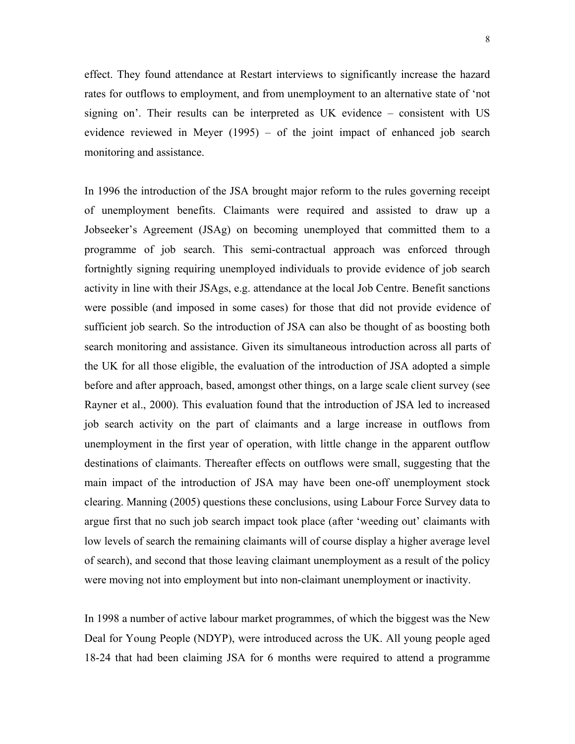effect. They found attendance at Restart interviews to significantly increase the hazard rates for outflows to employment, and from unemployment to an alternative state of 'not signing on'. Their results can be interpreted as UK evidence – consistent with US evidence reviewed in Meyer (1995) – of the joint impact of enhanced job search monitoring and assistance.

In 1996 the introduction of the JSA brought major reform to the rules governing receipt of unemployment benefits. Claimants were required and assisted to draw up a Jobseeker's Agreement (JSAg) on becoming unemployed that committed them to a programme of job search. This semi-contractual approach was enforced through fortnightly signing requiring unemployed individuals to provide evidence of job search activity in line with their JSAgs, e.g. attendance at the local Job Centre. Benefit sanctions were possible (and imposed in some cases) for those that did not provide evidence of sufficient job search. So the introduction of JSA can also be thought of as boosting both search monitoring and assistance. Given its simultaneous introduction across all parts of the UK for all those eligible, the evaluation of the introduction of JSA adopted a simple before and after approach, based, amongst other things, on a large scale client survey (see Rayner et al., 2000). This evaluation found that the introduction of JSA led to increased job search activity on the part of claimants and a large increase in outflows from unemployment in the first year of operation, with little change in the apparent outflow destinations of claimants. Thereafter effects on outflows were small, suggesting that the main impact of the introduction of JSA may have been one-off unemployment stock clearing. Manning (2005) questions these conclusions, using Labour Force Survey data to argue first that no such job search impact took place (after 'weeding out' claimants with low levels of search the remaining claimants will of course display a higher average level of search), and second that those leaving claimant unemployment as a result of the policy were moving not into employment but into non-claimant unemployment or inactivity.

In 1998 a number of active labour market programmes, of which the biggest was the New Deal for Young People (NDYP), were introduced across the UK. All young people aged 18-24 that had been claiming JSA for 6 months were required to attend a programme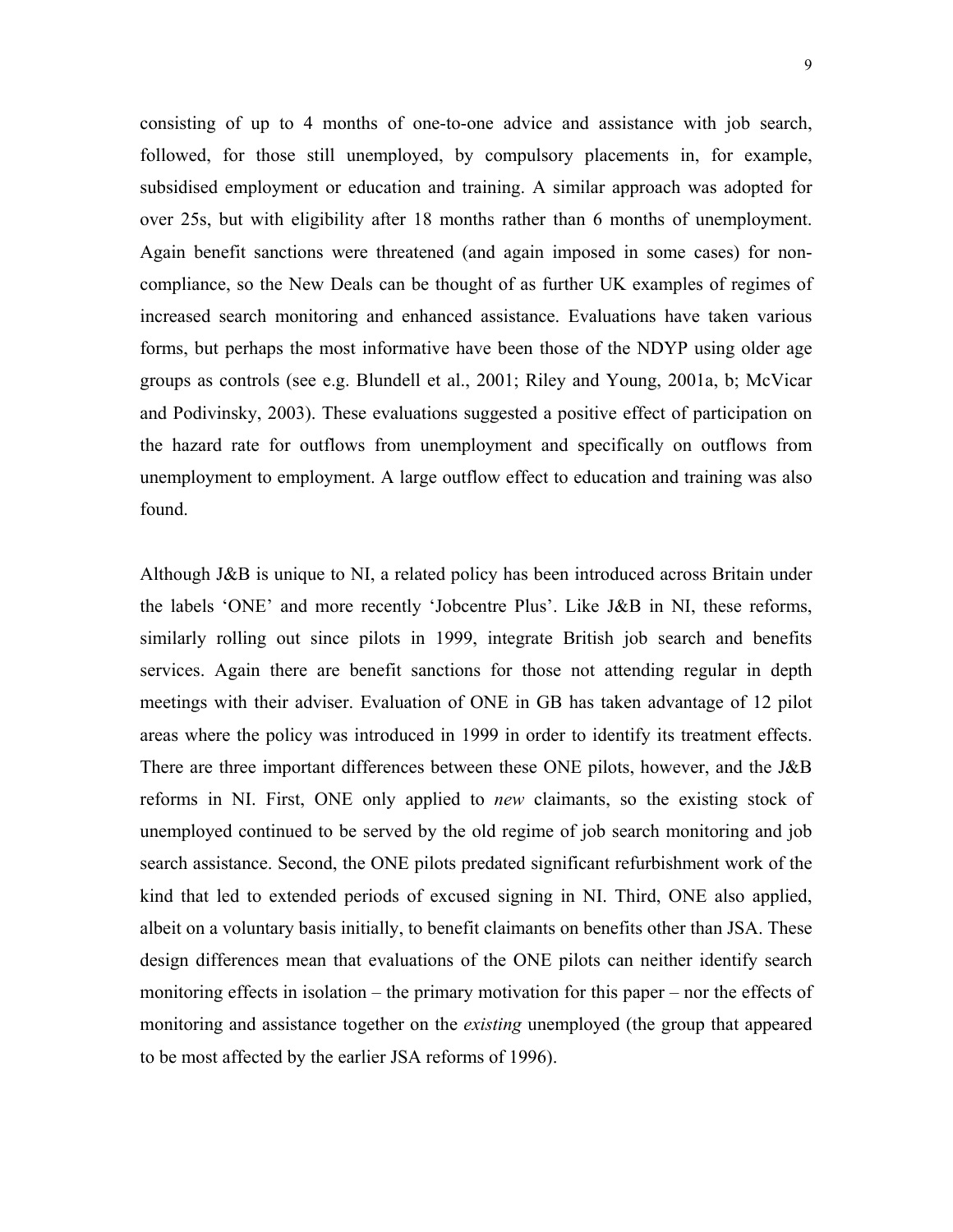consisting of up to 4 months of one-to-one advice and assistance with job search, followed, for those still unemployed, by compulsory placements in, for example, subsidised employment or education and training. A similar approach was adopted for over 25s, but with eligibility after 18 months rather than 6 months of unemployment. Again benefit sanctions were threatened (and again imposed in some cases) for non-compliance, so the New Deals can be thought of as further UK examples of regimes of increased search monitoring and enhanced assistance. Evaluations have taken various forms, but perhaps the most informative have been those of the NDYP using older age groups as controls (see e.g. Blundell et al., 2001; Riley and Young, 2001a, b; McVicar and Podivinsky, 2003). These evaluations suggested a positive effect of participation on the hazard rate for outflows from unemployment and specifically on outflows from unemployment to employment. A large outflow effect to education and training was also found.

Although J&B is unique to NI, a related policy has been introduced across Britain under the labels 'ONE' and more recently 'Jobcentre Plus'. Like J&B in NI, these reforms, similarly rolling out since pilots in 1999, integrate British job search and benefits services. Again there are benefit sanctions for those not attending regular in depth meetings with their adviser. Evaluation of ONE in GB has taken advantage of 12 pilot areas where the policy was introduced in 1999 in order to identify its treatment effects. There are three important differences between these ONE pilots, however, and the J&B reforms in NI. First, ONE only applied to *new* claimants, so the existing stock of unemployed continued to be served by the old regime of job search monitoring and job search assistance. Second, the ONE pilots predated significant refurbishment work of the kind that led to extended periods of excused signing in NI. Third, ONE also applied, albeit on a voluntary basis initially, to benefit claimants on benefits other than JSA. These design differences mean that evaluations of the ONE pilots can neither identify search monitoring effects in isolation – the primary motivation for this paper – nor the effects of monitoring and assistance together on the *existing* unemployed (the group that appeared to be most affected by the earlier JSA reforms of 1996).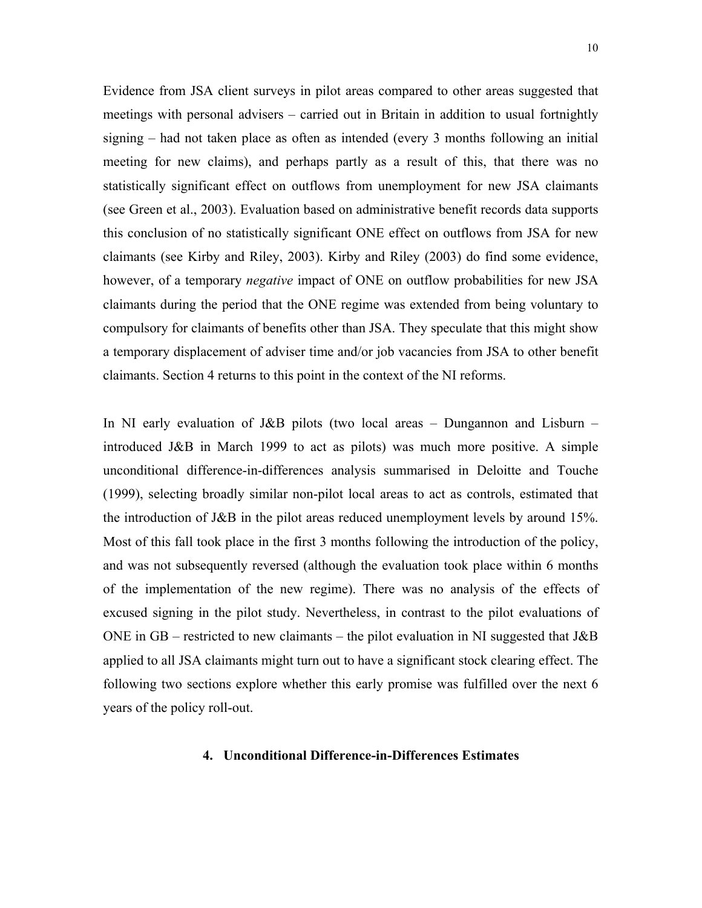Evidence from JSA client surveys in pilot areas compared to other areas suggested that meetings with personal advisers – carried out in Britain in addition to usual fortnightly signing – had not taken place as often as intended (every 3 months following an initial meeting for new claims), and perhaps partly as a result of this, that there was no statistically significant effect on outflows from unemployment for new JSA claimants (see Green et al., 2003). Evaluation based on administrative benefit records data supports this conclusion of no statistically significant ONE effect on outflows from JSA for new claimants (see Kirby and Riley, 2003). Kirby and Riley (2003) do find some evidence, however, of a temporary *negative* impact of ONE on outflow probabilities for new JSA claimants during the period that the ONE regime was extended from being voluntary to compulsory for claimants of benefits other than JSA. They speculate that this might show a temporary displacement of adviser time and/or job vacancies from JSA to other benefit claimants. Section 4 returns to this point in the context of the NI reforms.

In NI early evaluation of J&B pilots (two local areas – Dungannon and Lisburn – introduced J&B in March 1999 to act as pilots) was much more positive. A simple unconditional difference-in-differences analysis summarised in Deloitte and Touche (1999), selecting broadly similar non-pilot local areas to act as controls, estimated that the introduction of J&B in the pilot areas reduced unemployment levels by around 15%. Most of this fall took place in the first 3 months following the introduction of the policy, and was not subsequently reversed (although the evaluation took place within 6 months of the implementation of the new regime). There was no analysis of the effects of excused signing in the pilot study. Nevertheless, in contrast to the pilot evaluations of ONE in GB – restricted to new claimants – the pilot evaluation in NI suggested that J&B applied to all JSA claimants might turn out to have a significant stock clearing effect. The following two sections explore whether this early promise was fulfilled over the next 6 years of the policy roll-out.

## 4. Unconditional Difference-in-Differences Estimates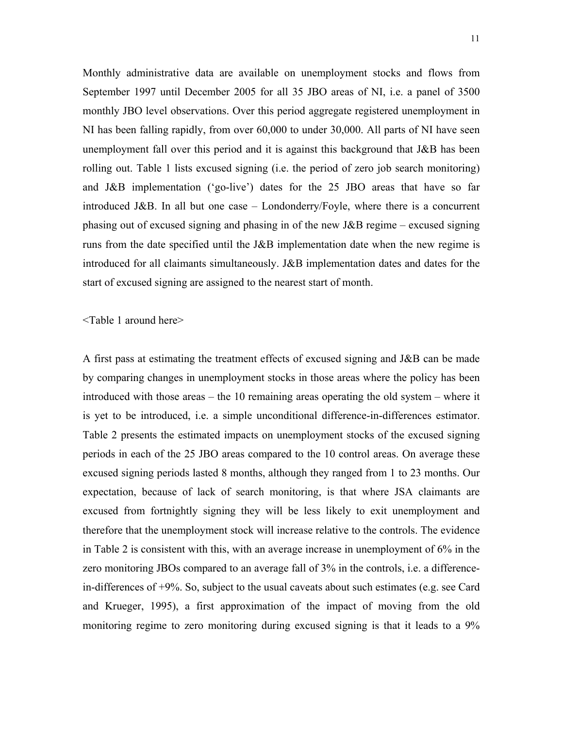Monthly administrative data are available on unemployment stocks and flows from September 1997 until December 2005 for all 35 JBO areas of NI, i.e. a panel of 3500 monthly JBO level observations. Over this period aggregate registered unemployment in NI has been falling rapidly, from over 60,000 to under 30,000. All parts of NI have seen unemployment fall over this period and it is against this background that J&B has been rolling out. Table 1 lists excused signing (i.e. the period of zero job search monitoring) and J&B implementation ('go-live') dates for the 25 JBO areas that have so far introduced J&B. In all but one case – Londonderry/Foyle, where there is a concurrent phasing out of excused signing and phasing in of the new J&B regime – excused signing runs from the date specified until the J&B implementation date when the new regime is introduced for all claimants simultaneously. J&B implementation dates and dates for the start of excused signing are assigned to the nearest start of month.

<Table 1 around here>

A first pass at estimating the treatment effects of excused signing and J&B can be made by comparing changes in unemployment stocks in those areas where the policy has been introduced with those areas – the 10 remaining areas operating the old system – where it is yet to be introduced, i.e. a simple unconditional difference-in-differences estimator. Table 2 presents the estimated impacts on unemployment stocks of the excused signing periods in each of the 25 JBO areas compared to the 10 control areas. On average these excused signing periods lasted 8 months, although they ranged from 1 to 23 months. Our expectation, because of lack of search monitoring, is that where JSA claimants are excused from fortnightly signing they will be less likely to exit unemployment and therefore that the unemployment stock will increase relative to the controls. The evidence in Table 2 is consistent with this, with an average increase in unemployment of 6% in the zero monitoring JBOs compared to an average fall of 3% in the controls, i.e. a difference-in-differences of +9%. So, subject to the usual caveats about such estimates (e.g. see Card and Krueger, 1995), a first approximation of the impact of moving from the old monitoring regime to zero monitoring during excused signing is that it leads to a 9%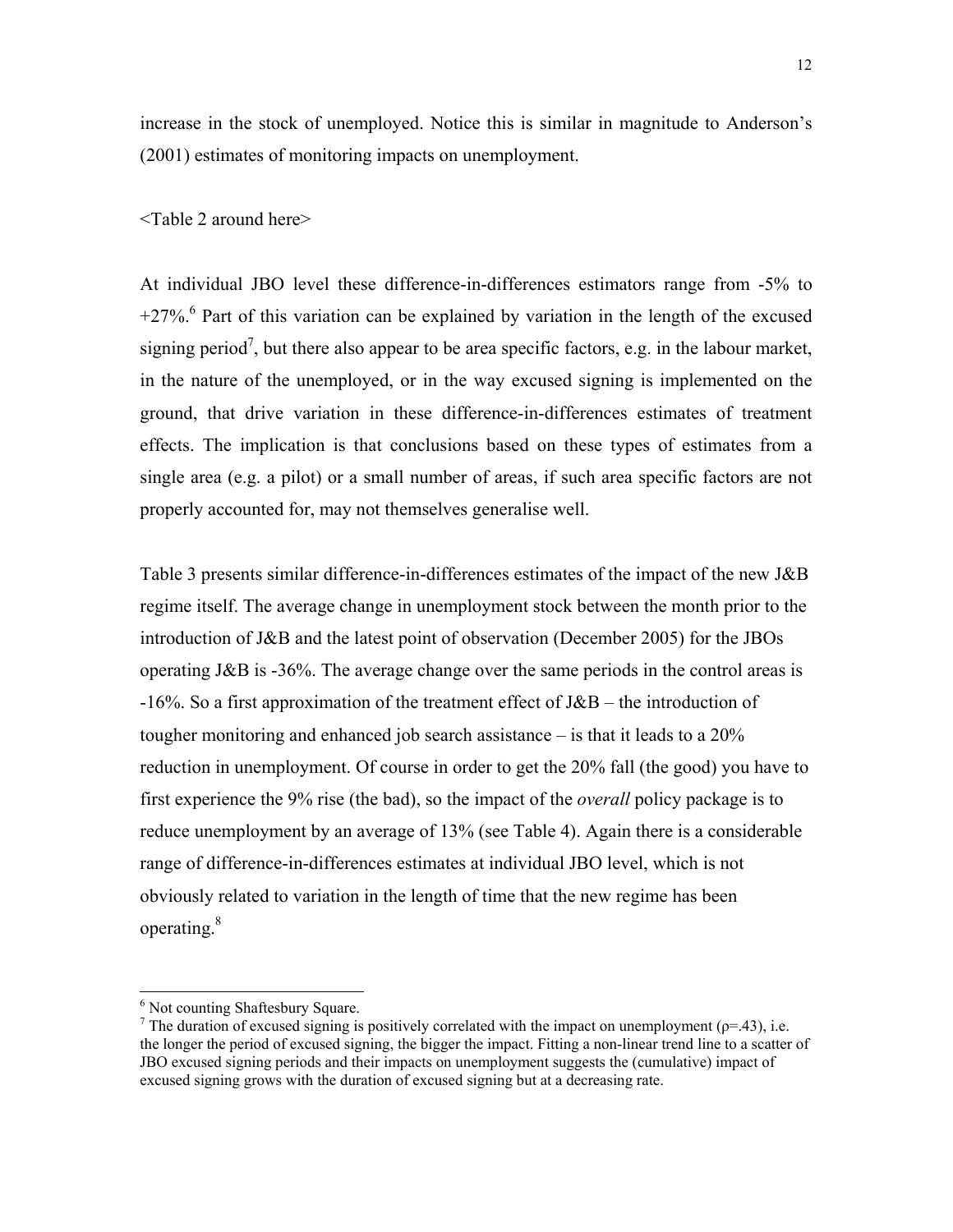increase in the stock of unemployed. Notice this is similar in magnitude to Anderson's (2001) estimates of monitoring impacts on unemployment.

<Table 2 around here>

At individual JBO level these difference-in-differences estimators range from -5% to +27%.[6] Part of this variation can be explained by variation in the length of the excused signing period[7], but there also appear to be area specific factors, e.g. in the labour market, in the nature of the unemployed, or in the way excused signing is implemented on the ground, that drive variation in these difference-in-differences estimates of treatment effects. The implication is that conclusions based on these types of estimates from a single area (e.g. a pilot) or a small number of areas, if such area specific factors are not properly accounted for, may not themselves generalise well.

Table 3 presents similar difference-in-differences estimates of the impact of the new J&B regime itself. The average change in unemployment stock between the month prior to the introduction of J&B and the latest point of observation (December 2005) for the JBOs operating J&B is -36%. The average change over the same periods in the control areas is -16%. So a first approximation of the treatment effect of J&B – the introduction of tougher monitoring and enhanced job search assistance – is that it leads to a 20% reduction in unemployment. Of course in order to get the 20% fall (the good) you have to first experience the 9% rise (the bad), so the impact of the *overall* policy package is to reduce unemployment by an average of 13% (see Table 4). Again there is a considerable range of difference-in-differences estimates at individual JBO level, which is not obviously related to variation in the length of time that the new regime has been operating.[8]

---

[6] Not counting Shaftesbury Square.

[7] The duration of excused signing is positively correlated with the impact on unemployment ($\rho$=.43), i.e. the longer the period of excused signing, the bigger the impact. Fitting a non-linear trend line to a scatter of JBO excused signing periods and their impacts on unemployment suggests the (cumulative) impact of excused signing grows with the duration of excused signing but at a decreasing rate.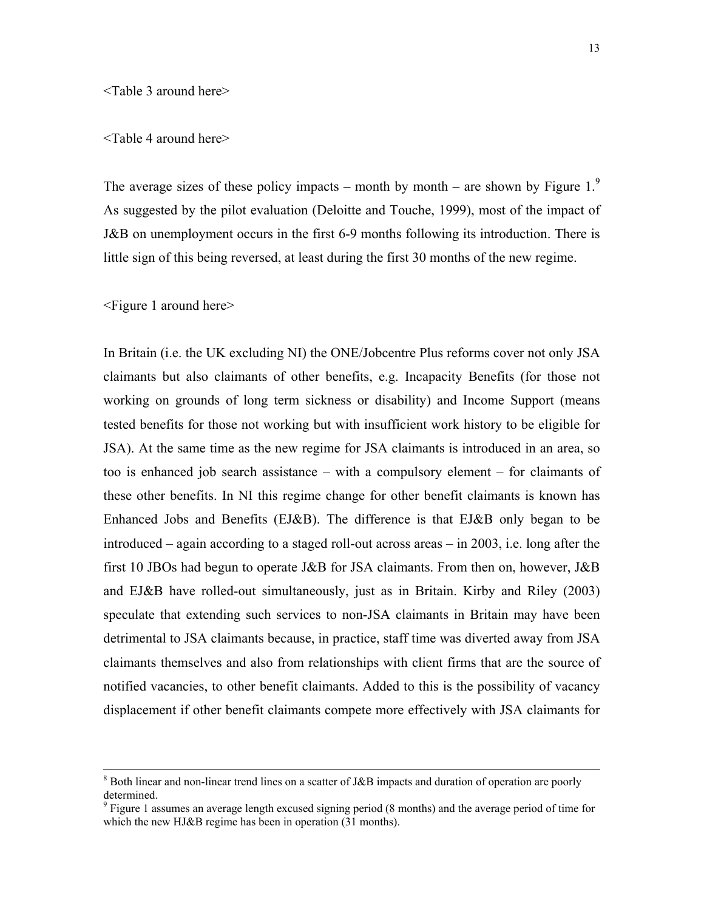<Table 3 around here>

<Table 4 around here>

The average sizes of these policy impacts – month by month – are shown by Figure 1.[9] As suggested by the pilot evaluation (Deloitte and Touche, 1999), most of the impact of J&B on unemployment occurs in the first 6-9 months following its introduction. There is little sign of this being reversed, at least during the first 30 months of the new regime.

<Figure 1 around here>

In Britain (i.e. the UK excluding NI) the ONE/Jobcentre Plus reforms cover not only JSA claimants but also claimants of other benefits, e.g. Incapacity Benefits (for those not working on grounds of long term sickness or disability) and Income Support (means tested benefits for those not working but with insufficient work history to be eligible for JSA). At the same time as the new regime for JSA claimants is introduced in an area, so too is enhanced job search assistance – with a compulsory element – for claimants of these other benefits. In NI this regime change for other benefit claimants is known has Enhanced Jobs and Benefits (EJ&B). The difference is that EJ&B only began to be introduced – again according to a staged roll-out across areas – in 2003, i.e. long after the first 10 JBOs had begun to operate J&B for JSA claimants. From then on, however, J&B and EJ&B have rolled-out simultaneously, just as in Britain. Kirby and Riley (2003) speculate that extending such services to non-JSA claimants in Britain may have been detrimental to JSA claimants because, in practice, staff time was diverted away from JSA claimants themselves and also from relationships with client firms that are the source of notified vacancies, to other benefit claimants. Added to this is the possibility of vacancy displacement if other benefit claimants compete more effectively with JSA claimants for

---

[8] Both linear and non-linear trend lines on a scatter of J&B impacts and duration of operation are poorly determined.

[9] Figure 1 assumes an average length excused signing period (8 months) and the average period of time for which the new HJ&B regime has been in operation (31 months).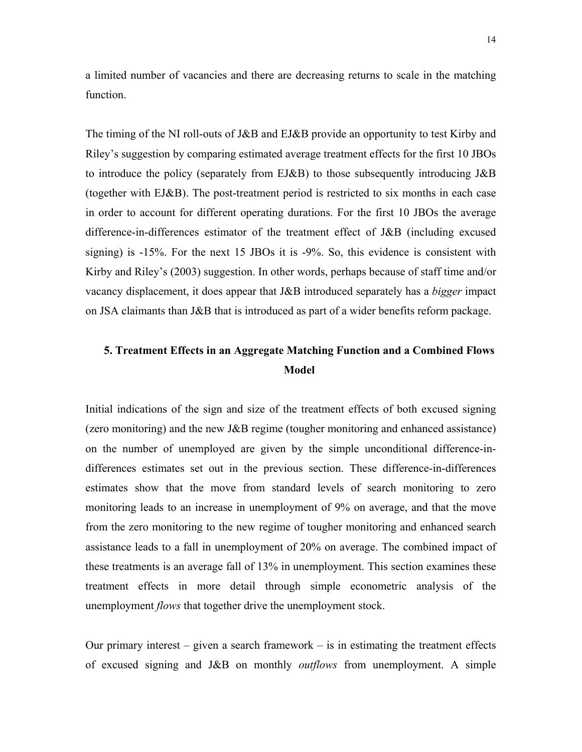a limited number of vacancies and there are decreasing returns to scale in the matching function.

The timing of the NI roll-outs of J&B and EJ&B provide an opportunity to test Kirby and Riley's suggestion by comparing estimated average treatment effects for the first 10 JBOs to introduce the policy (separately from EJ&B) to those subsequently introducing J&B (together with EJ&B). The post-treatment period is restricted to six months in each case in order to account for different operating durations. For the first 10 JBOs the average difference-in-differences estimator of the treatment effect of J&B (including excused signing) is -15%. For the next 15 JBOs it is -9%. So, this evidence is consistent with Kirby and Riley's (2003) suggestion. In other words, perhaps because of staff time and/or vacancy displacement, it does appear that J&B introduced separately has a *bigger* impact on JSA claimants than J&B that is introduced as part of a wider benefits reform package.

## 5. Treatment Effects in an Aggregate Matching Function and a Combined Flows Model

Initial indications of the sign and size of the treatment effects of both excused signing (zero monitoring) and the new J&B regime (tougher monitoring and enhanced assistance) on the number of unemployed are given by the simple unconditional difference-in-differences estimates set out in the previous section. These difference-in-differences estimates show that the move from standard levels of search monitoring to zero monitoring leads to an increase in unemployment of 9% on average, and that the move from the zero monitoring to the new regime of tougher monitoring and enhanced search assistance leads to a fall in unemployment of 20% on average. The combined impact of these treatments is an average fall of 13% in unemployment. This section examines these treatment effects in more detail through simple econometric analysis of the unemployment *flows* that together drive the unemployment stock.

Our primary interest – given a search framework – is in estimating the treatment effects of excused signing and J&B on monthly *outflows* from unemployment. A simple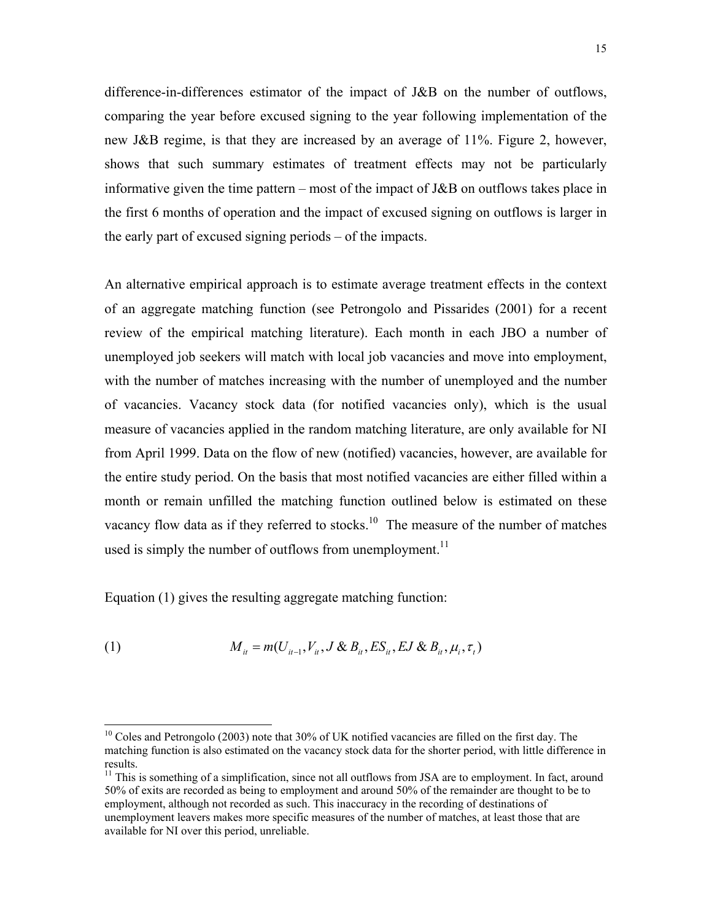difference-in-differences estimator of the impact of J&B on the number of outflows, comparing the year before excused signing to the year following implementation of the new J&B regime, is that they are increased by an average of 11%. Figure 2, however, shows that such summary estimates of treatment effects may not be particularly informative given the time pattern – most of the impact of J&B on outflows takes place in the first 6 months of operation and the impact of excused signing on outflows is larger in the early part of excused signing periods – of the impacts.

An alternative empirical approach is to estimate average treatment effects in the context of an aggregate matching function (see Petrongolo and Pissarides (2001) for a recent review of the empirical matching literature). Each month in each JBO a number of unemployed job seekers will match with local job vacancies and move into employment, with the number of matches increasing with the number of unemployed and the number of vacancies. Vacancy stock data (for notified vacancies only), which is the usual measure of vacancies applied in the random matching literature, are only available for NI from April 1999. Data on the flow of new (notified) vacancies, however, are available for the entire study period. On the basis that most notified vacancies are either filled within a month or remain unfilled the matching function outlined below is estimated on these vacancy flow data as if they referred to stocks.[10] The measure of the number of matches used is simply the number of outflows from unemployment.[11]

Equation (1) gives the resulting aggregate matching function:

$$(1) \qquad M_{it} = m(U_{it-1}, V_{it}, J\&B_{it}, ES_{it}, EJ\&B_{it}, \mu_i, \tau_t)$$

---

[10] Coles and Petrongolo (2003) note that 30% of UK notified vacancies are filled on the first day. The matching function is also estimated on the vacancy stock data for the shorter period, with little difference in results.

[11] This is something of a simplification, since not all outflows from JSA are to employment. In fact, around 50% of exits are recorded as being to employment and around 50% of the remainder are thought to be to employment, although not recorded as such. This inaccuracy in the recording of destinations of unemployment leavers makes more specific measures of the number of matches, at least those that are available for NI over this period, unreliable.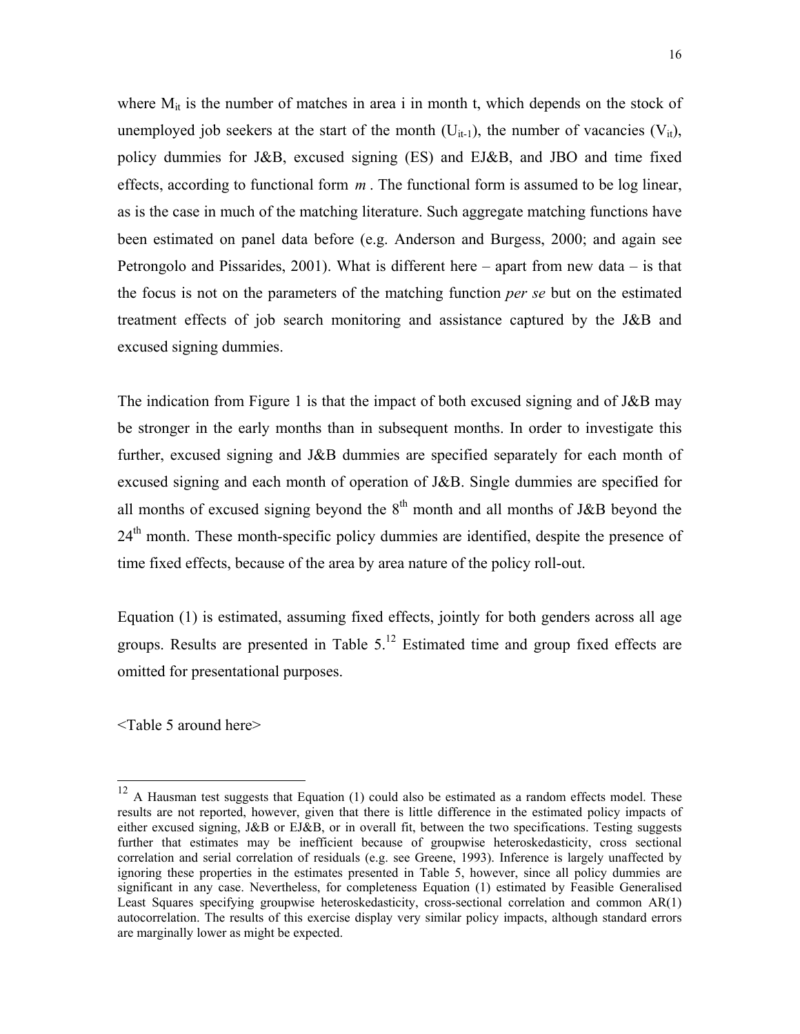where $M_{it}$ is the number of matches in area i in month t, which depends on the stock of unemployed job seekers at the start of the month ($U_{it-1}$), the number of vacancies ($V_{it}$), policy dummies for J&B, excused signing (ES) and EJ&B, and JBO and time fixed effects, according to functional form $m$. The functional form is assumed to be log linear, as is the case in much of the matching literature. Such aggregate matching functions have been estimated on panel data before (e.g. Anderson and Burgess, 2000; and again see Petrongolo and Pissarides, 2001). What is different here – apart from new data – is that the focus is not on the parameters of the matching function *per se* but on the estimated treatment effects of job search monitoring and assistance captured by the J&B and excused signing dummies.

The indication from Figure 1 is that the impact of both excused signing and of J&B may be stronger in the early months than in subsequent months. In order to investigate this further, excused signing and J&B dummies are specified separately for each month of excused signing and each month of operation of J&B. Single dummies are specified for all months of excused signing beyond the $8^{th}$ month and all months of J&B beyond the $24^{th}$ month. These month-specific policy dummies are identified, despite the presence of time fixed effects, because of the area by area nature of the policy roll-out.

Equation (1) is estimated, assuming fixed effects, jointly for both genders across all age groups. Results are presented in Table 5.[12] Estimated time and group fixed effects are omitted for presentational purposes.

<Table 5 around here>

[12] A Hausman test suggests that Equation (1) could also be estimated as a random effects model. These results are not reported, however, given that there is little difference in the estimated policy impacts of either excused signing, J&B or EJ&B, or in overall fit, between the two specifications. Testing suggests further that estimates may be inefficient because of groupwise heteroskedasticity, cross sectional correlation and serial correlation of residuals (e.g. see Greene, 1993). Inference is largely unaffected by ignoring these properties in the estimates presented in Table 5, however, since all policy dummies are significant in any case. Nevertheless, for completeness Equation (1) estimated by Feasible Generalised Least Squares specifying groupwise heteroskedasticity, cross-sectional correlation and common AR(1) autocorrelation. The results of this exercise display very similar policy impacts, although standard errors are marginally lower as might be expected.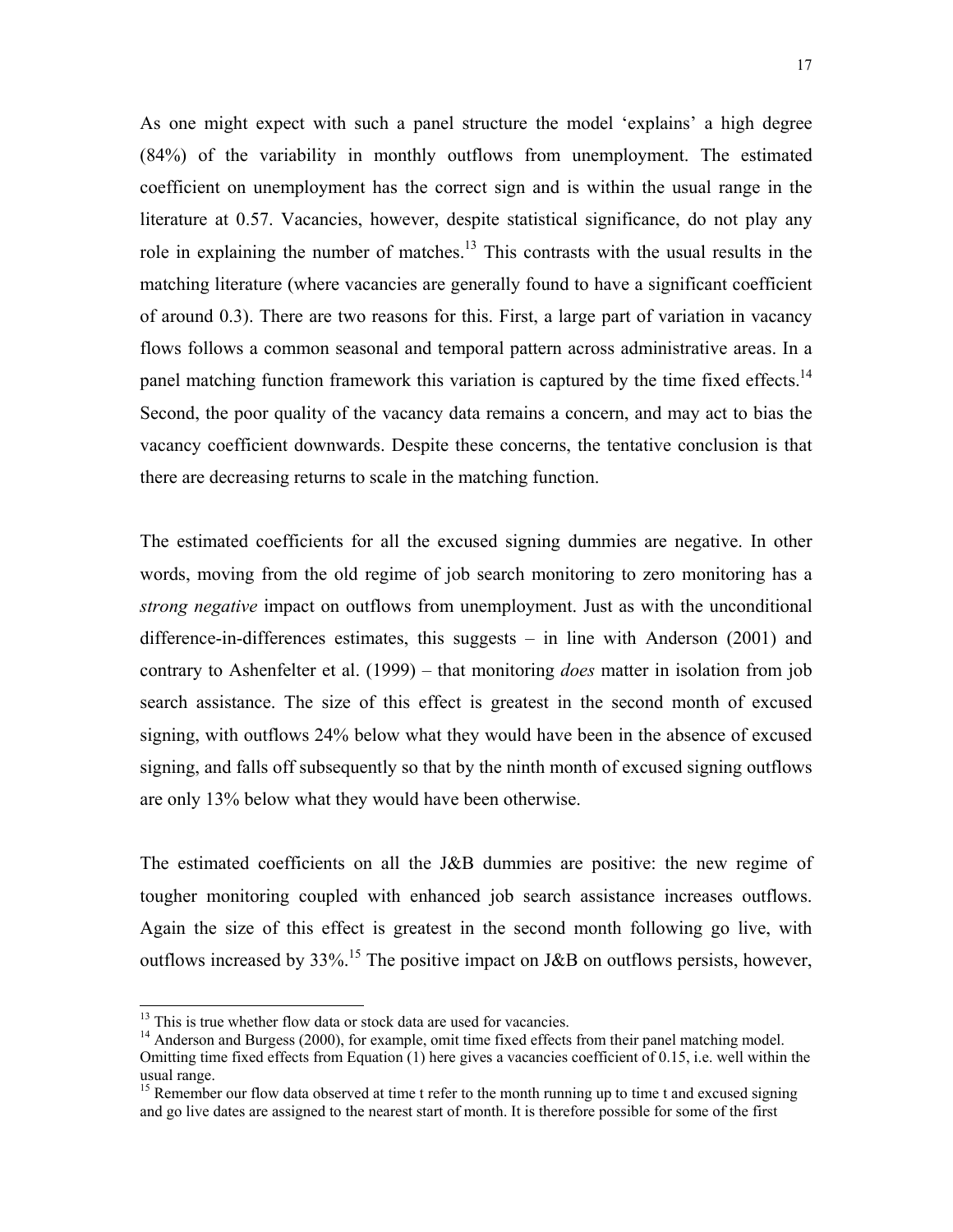As one might expect with such a panel structure the model 'explains' a high degree (84%) of the variability in monthly outflows from unemployment. The estimated coefficient on unemployment has the correct sign and is within the usual range in the literature at 0.57. Vacancies, however, despite statistical significance, do not play any role in explaining the number of matches.[13] This contrasts with the usual results in the matching literature (where vacancies are generally found to have a significant coefficient of around 0.3). There are two reasons for this. First, a large part of variation in vacancy flows follows a common seasonal and temporal pattern across administrative areas. In a panel matching function framework this variation is captured by the time fixed effects.[14] Second, the poor quality of the vacancy data remains a concern, and may act to bias the vacancy coefficient downwards. Despite these concerns, the tentative conclusion is that there are decreasing returns to scale in the matching function.

The estimated coefficients for all the excused signing dummies are negative. In other words, moving from the old regime of job search monitoring to zero monitoring has a *strong negative* impact on outflows from unemployment. Just as with the unconditional difference-in-differences estimates, this suggests – in line with Anderson (2001) and contrary to Ashenfelter et al. (1999) – that monitoring *does* matter in isolation from job search assistance. The size of this effect is greatest in the second month of excused signing, with outflows 24% below what they would have been in the absence of excused signing, and falls off subsequently so that by the ninth month of excused signing outflows are only 13% below what they would have been otherwise.

The estimated coefficients on all the J&B dummies are positive: the new regime of tougher monitoring coupled with enhanced job search assistance increases outflows. Again the size of this effect is greatest in the second month following go live, with outflows increased by 33%.[15] The positive impact on J&B on outflows persists, however,

---

[13] This is true whether flow data or stock data are used for vacancies.

[14] Anderson and Burgess (2000), for example, omit time fixed effects from their panel matching model. Omitting time fixed effects from Equation (1) here gives a vacancies coefficient of 0.15, i.e. well within the usual range.

[15] Remember our flow data observed at time t refer to the month running up to time t and excused signing and go live dates are assigned to the nearest start of month. It is therefore possible for some of the first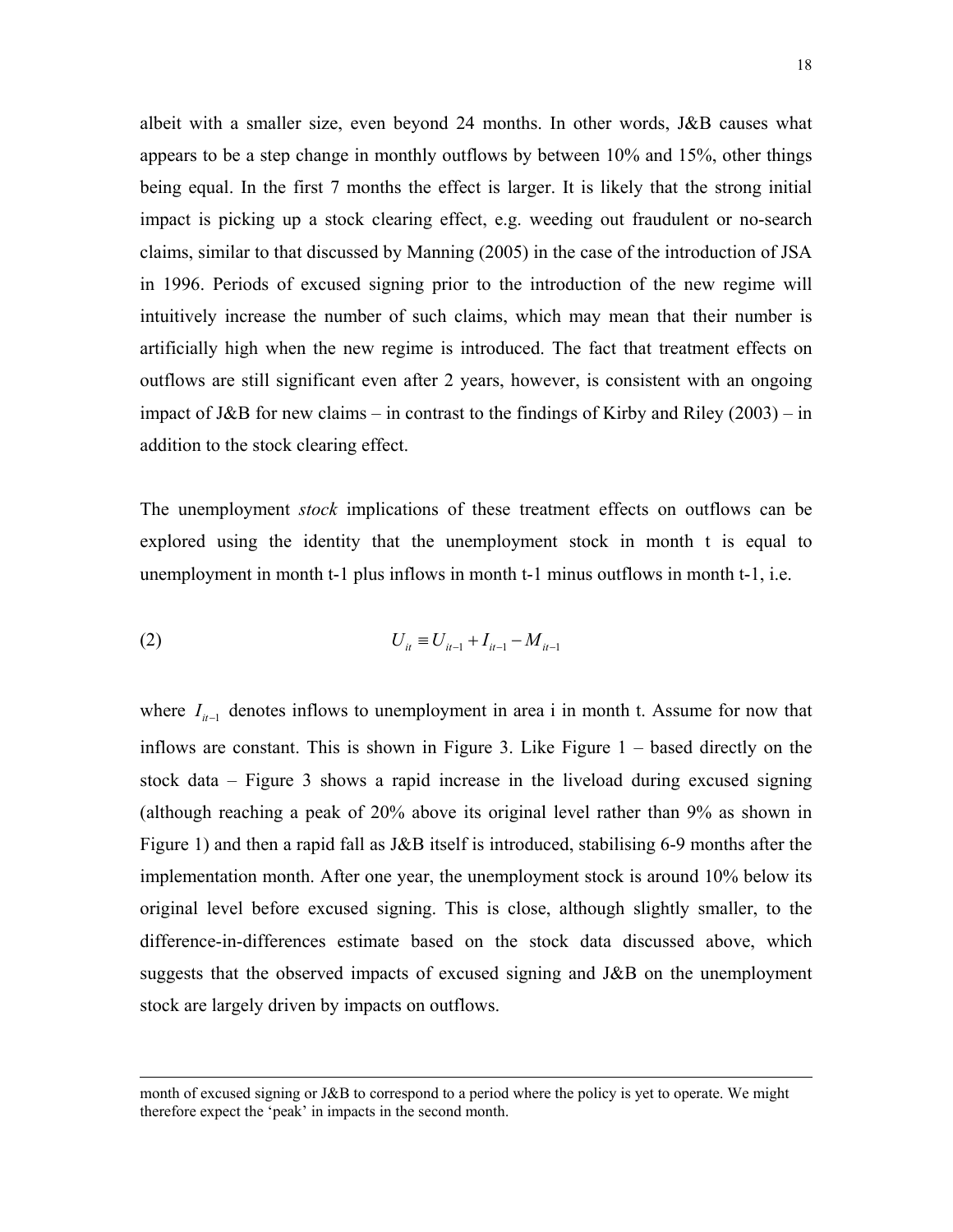albeit with a smaller size, even beyond 24 months. In other words, J&B causes what appears to be a step change in monthly outflows by between 10% and 15%, other things being equal. In the first 7 months the effect is larger. It is likely that the strong initial impact is picking up a stock clearing effect, e.g. weeding out fraudulent or no-search claims, similar to that discussed by Manning (2005) in the case of the introduction of JSA in 1996. Periods of excused signing prior to the introduction of the new regime will intuitively increase the number of such claims, which may mean that their number is artificially high when the new regime is introduced. The fact that treatment effects on outflows are still significant even after 2 years, however, is consistent with an ongoing impact of J&B for new claims – in contrast to the findings of Kirby and Riley (2003) – in addition to the stock clearing effect.

The unemployment *stock* implications of these treatment effects on outflows can be explored using the identity that the unemployment stock in month t is equal to unemployment in month t-1 plus inflows in month t-1 minus outflows in month t-1, i.e.

$$(2) \qquad U_{it} \equiv U_{it-1} + I_{it-1} - M_{it-1}$$

where $I_{it-1}$ denotes inflows to unemployment in area i in month t. Assume for now that inflows are constant. This is shown in Figure 3. Like Figure 1 – based directly on the stock data – Figure 3 shows a rapid increase in the liveload during excused signing (although reaching a peak of 20% above its original level rather than 9% as shown in Figure 1) and then a rapid fall as J&B itself is introduced, stabilising 6-9 months after the implementation month. After one year, the unemployment stock is around 10% below its original level before excused signing. This is close, although slightly smaller, to the difference-in-differences estimate based on the stock data discussed above, which suggests that the observed impacts of excused signing and J&B on the unemployment stock are largely driven by impacts on outflows.

---

month of excused signing or J&B to correspond to a period where the policy is yet to operate. We might therefore expect the 'peak' in impacts in the second month.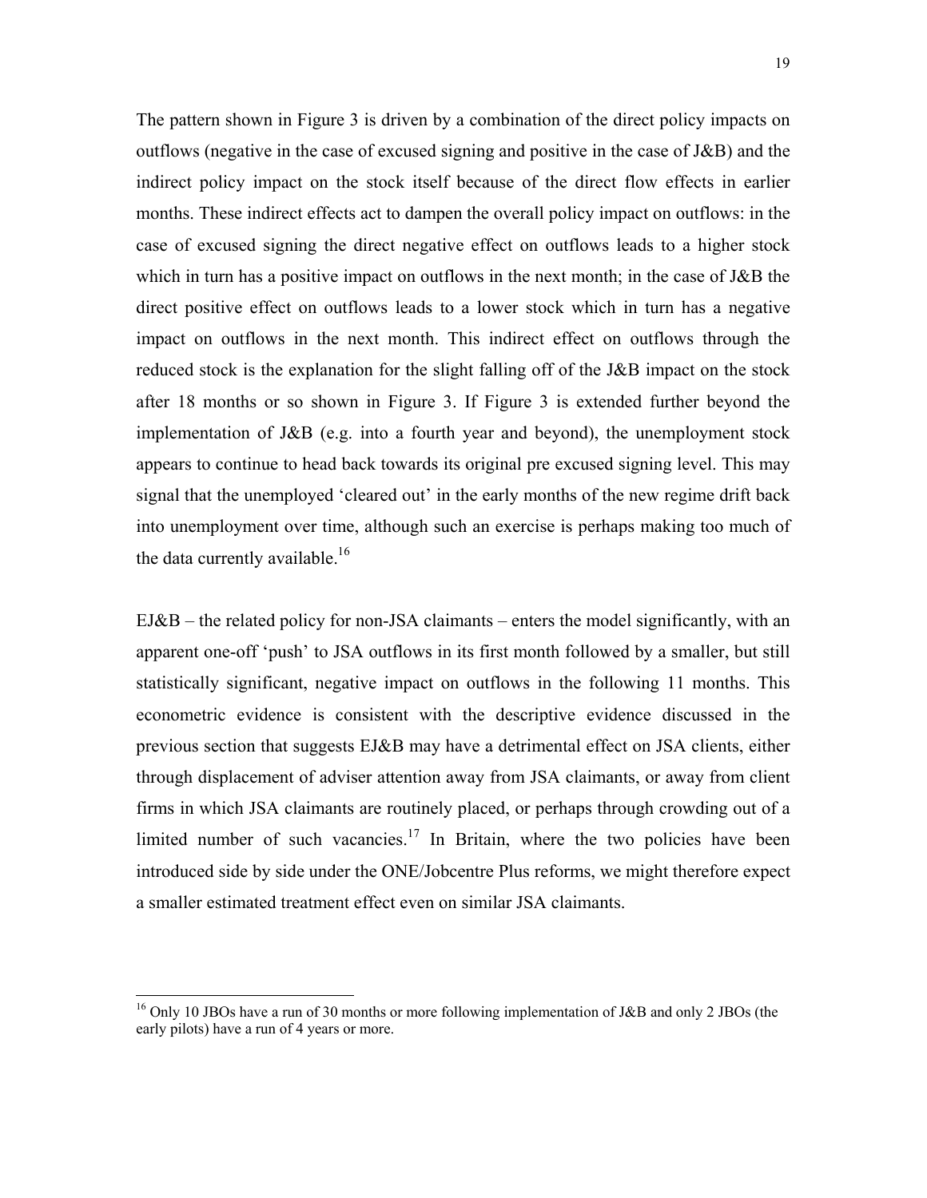The pattern shown in Figure 3 is driven by a combination of the direct policy impacts on outflows (negative in the case of excused signing and positive in the case of J&B) and the indirect policy impact on the stock itself because of the direct flow effects in earlier months. These indirect effects act to dampen the overall policy impact on outflows: in the case of excused signing the direct negative effect on outflows leads to a higher stock which in turn has a positive impact on outflows in the next month; in the case of J&B the direct positive effect on outflows leads to a lower stock which in turn has a negative impact on outflows in the next month. This indirect effect on outflows through the reduced stock is the explanation for the slight falling off of the J&B impact on the stock after 18 months or so shown in Figure 3. If Figure 3 is extended further beyond the implementation of J&B (e.g. into a fourth year and beyond), the unemployment stock appears to continue to head back towards its original pre excused signing level. This may signal that the unemployed 'cleared out' in the early months of the new regime drift back into unemployment over time, although such an exercise is perhaps making too much of the data currently available.[16]

EJ&B – the related policy for non-JSA claimants – enters the model significantly, with an apparent one-off 'push' to JSA outflows in its first month followed by a smaller, but still statistically significant, negative impact on outflows in the following 11 months. This econometric evidence is consistent with the descriptive evidence discussed in the previous section that suggests EJ&B may have a detrimental effect on JSA clients, either through displacement of adviser attention away from JSA claimants, or away from client firms in which JSA claimants are routinely placed, or perhaps through crowding out of a limited number of such vacancies.[17] In Britain, where the two policies have been introduced side by side under the ONE/Jobcentre Plus reforms, we might therefore expect a smaller estimated treatment effect even on similar JSA claimants.

---

[16] Only 10 JBOs have a run of 30 months or more following implementation of J&B and only 2 JBOs (the early pilots) have a run of 4 years or more.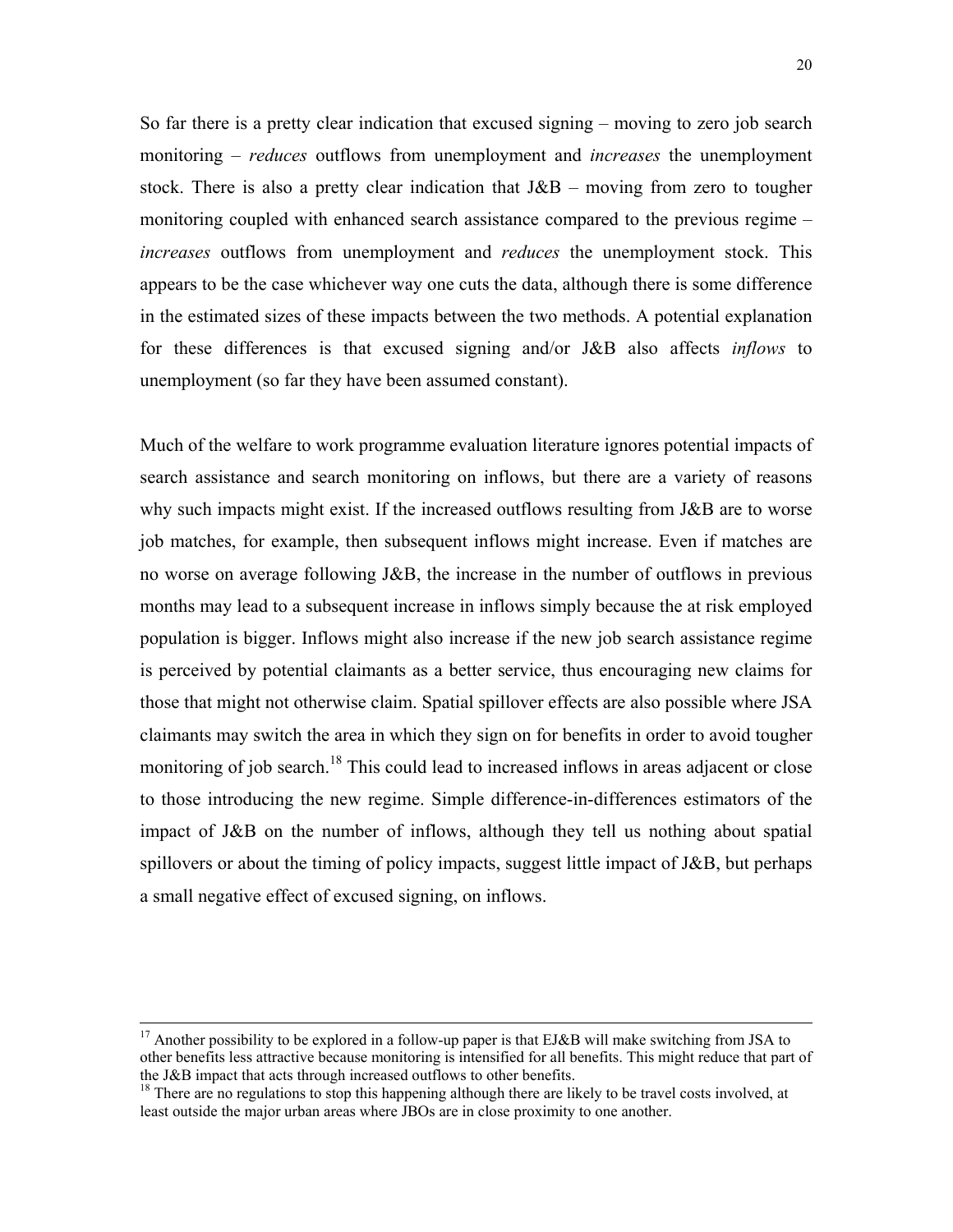So far there is a pretty clear indication that excused signing – moving to zero job search monitoring – *reduces* outflows from unemployment and *increases* the unemployment stock. There is also a pretty clear indication that J&B – moving from zero to tougher monitoring coupled with enhanced search assistance compared to the previous regime – *increases* outflows from unemployment and *reduces* the unemployment stock. This appears to be the case whichever way one cuts the data, although there is some difference in the estimated sizes of these impacts between the two methods. A potential explanation for these differences is that excused signing and/or J&B also affects *inflows* to unemployment (so far they have been assumed constant).

Much of the welfare to work programme evaluation literature ignores potential impacts of search assistance and search monitoring on inflows, but there are a variety of reasons why such impacts might exist. If the increased outflows resulting from J&B are to worse job matches, for example, then subsequent inflows might increase. Even if matches are no worse on average following J&B, the increase in the number of outflows in previous months may lead to a subsequent increase in inflows simply because the at risk employed population is bigger. Inflows might also increase if the new job search assistance regime is perceived by potential claimants as a better service, thus encouraging new claims for those that might not otherwise claim. Spatial spillover effects are also possible where JSA claimants may switch the area in which they sign on for benefits in order to avoid tougher monitoring of job search.[18] This could lead to increased inflows in areas adjacent or close to those introducing the new regime. Simple difference-in-differences estimators of the impact of J&B on the number of inflows, although they tell us nothing about spatial spillovers or about the timing of policy impacts, suggest little impact of J&B, but perhaps a small negative effect of excused signing, on inflows.

---

[17] Another possibility to be explored in a follow-up paper is that EJ&B will make switching from JSA to other benefits less attractive because monitoring is intensified for all benefits. This might reduce that part of the J&B impact that acts through increased outflows to other benefits.

[18] There are no regulations to stop this happening although there are likely to be travel costs involved, at least outside the major urban areas where JBOs are in close proximity to one another.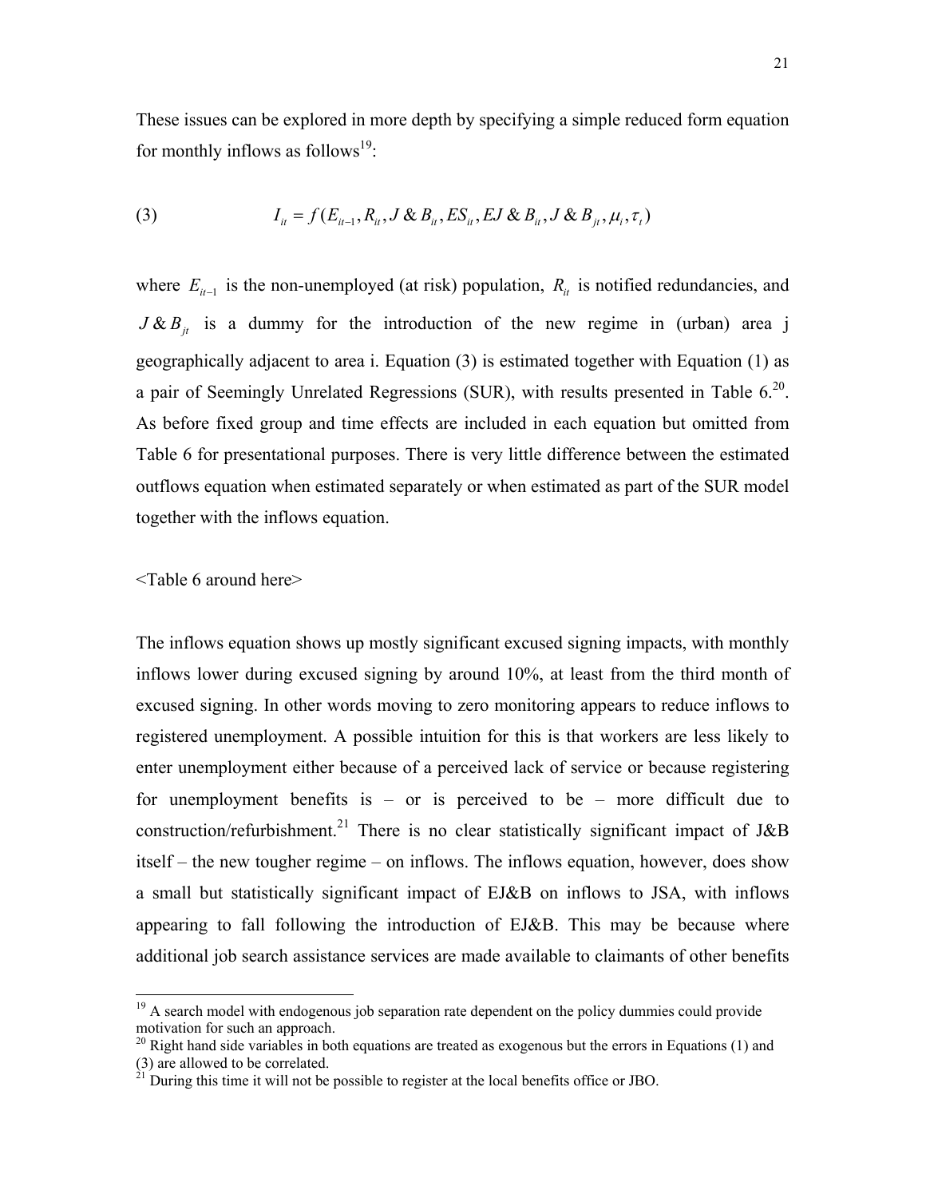These issues can be explored in more depth by specifying a simple reduced form equation for monthly inflows as follows[19]:

$$(3) \qquad I_{it} = f(E_{it-1}, R_{it}, J\&B_{it}, ES_{it}, EJ\&B_{it}, J\&B_{jt}, \mu_i, \tau_t)$$

where $E_{it-1}$ is the non-unemployed (at risk) population, $R_{it}$ is notified redundancies, and $J\&B_{jt}$ is a dummy for the introduction of the new regime in (urban) area j geographically adjacent to area i. Equation (3) is estimated together with Equation (1) as a pair of Seemingly Unrelated Regressions (SUR), with results presented in Table 6.[20]. As before fixed group and time effects are included in each equation but omitted from Table 6 for presentational purposes. There is very little difference between the estimated outflows equation when estimated separately or when estimated as part of the SUR model together with the inflows equation.

<Table 6 around here>

The inflows equation shows up mostly significant excused signing impacts, with monthly inflows lower during excused signing by around 10%, at least from the third month of excused signing. In other words moving to zero monitoring appears to reduce inflows to registered unemployment. A possible intuition for this is that workers are less likely to enter unemployment either because of a perceived lack of service or because registering for unemployment benefits is – or is perceived to be – more difficult due to construction/refurbishment.[21] There is no clear statistically significant impact of J&B itself – the new tougher regime – on inflows. The inflows equation, however, does show a small but statistically significant impact of EJ&B on inflows to JSA, with inflows appearing to fall following the introduction of EJ&B. This may be because where additional job search assistance services are made available to claimants of other benefits

---

[19] A search model with endogenous job separation rate dependent on the policy dummies could provide motivation for such an approach.

[20] Right hand side variables in both equations are treated as exogenous but the errors in Equations (1) and (3) are allowed to be correlated.

[21] During this time it will not be possible to register at the local benefits office or JBO.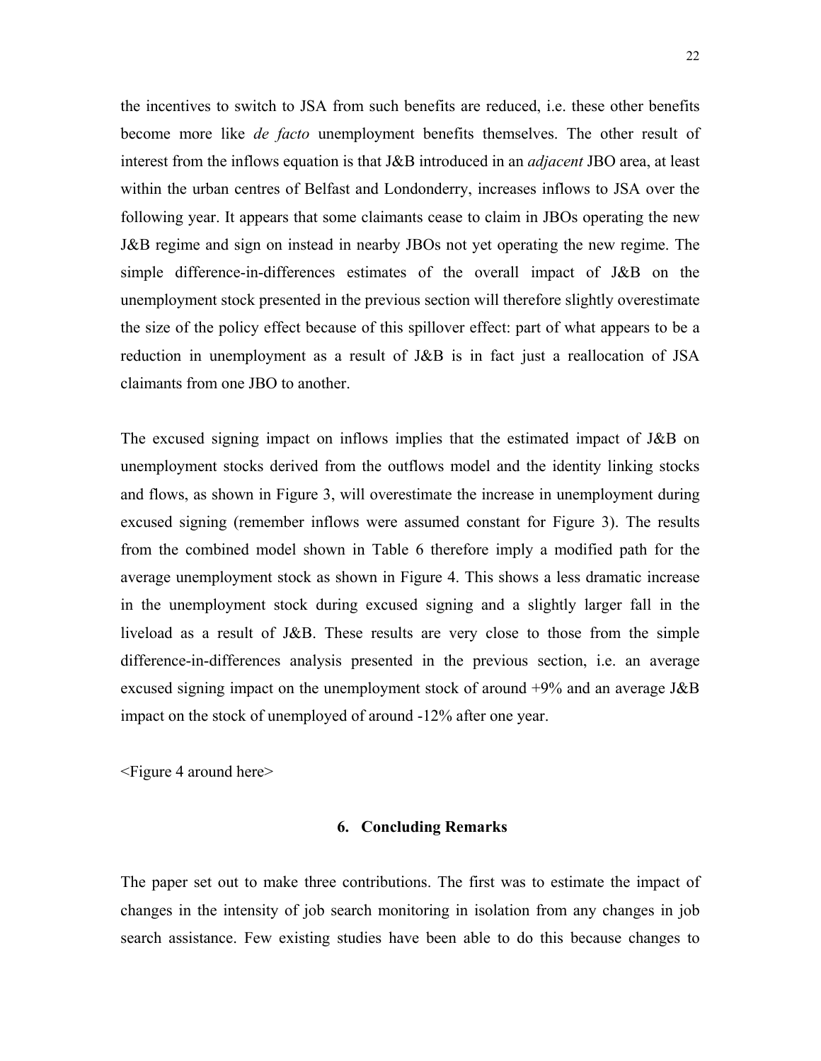the incentives to switch to JSA from such benefits are reduced, i.e. these other benefits become more like *de facto* unemployment benefits themselves. The other result of interest from the inflows equation is that J&B introduced in an *adjacent* JBO area, at least within the urban centres of Belfast and Londonderry, increases inflows to JSA over the following year. It appears that some claimants cease to claim in JBOs operating the new J&B regime and sign on instead in nearby JBOs not yet operating the new regime. The simple difference-in-differences estimates of the overall impact of J&B on the unemployment stock presented in the previous section will therefore slightly overestimate the size of the policy effect because of this spillover effect: part of what appears to be a reduction in unemployment as a result of J&B is in fact just a reallocation of JSA claimants from one JBO to another.

The excused signing impact on inflows implies that the estimated impact of J&B on unemployment stocks derived from the outflows model and the identity linking stocks and flows, as shown in Figure 3, will overestimate the increase in unemployment during excused signing (remember inflows were assumed constant for Figure 3). The results from the combined model shown in Table 6 therefore imply a modified path for the average unemployment stock as shown in Figure 4. This shows a less dramatic increase in the unemployment stock during excused signing and a slightly larger fall in the liveload as a result of J&B. These results are very close to those from the simple difference-in-differences analysis presented in the previous section, i.e. an average excused signing impact on the unemployment stock of around +9% and an average J&B impact on the stock of unemployed of around -12% after one year.

<Figure 4 around here>

## 6. Concluding Remarks

The paper set out to make three contributions. The first was to estimate the impact of changes in the intensity of job search monitoring in isolation from any changes in job search assistance. Few existing studies have been able to do this because changes to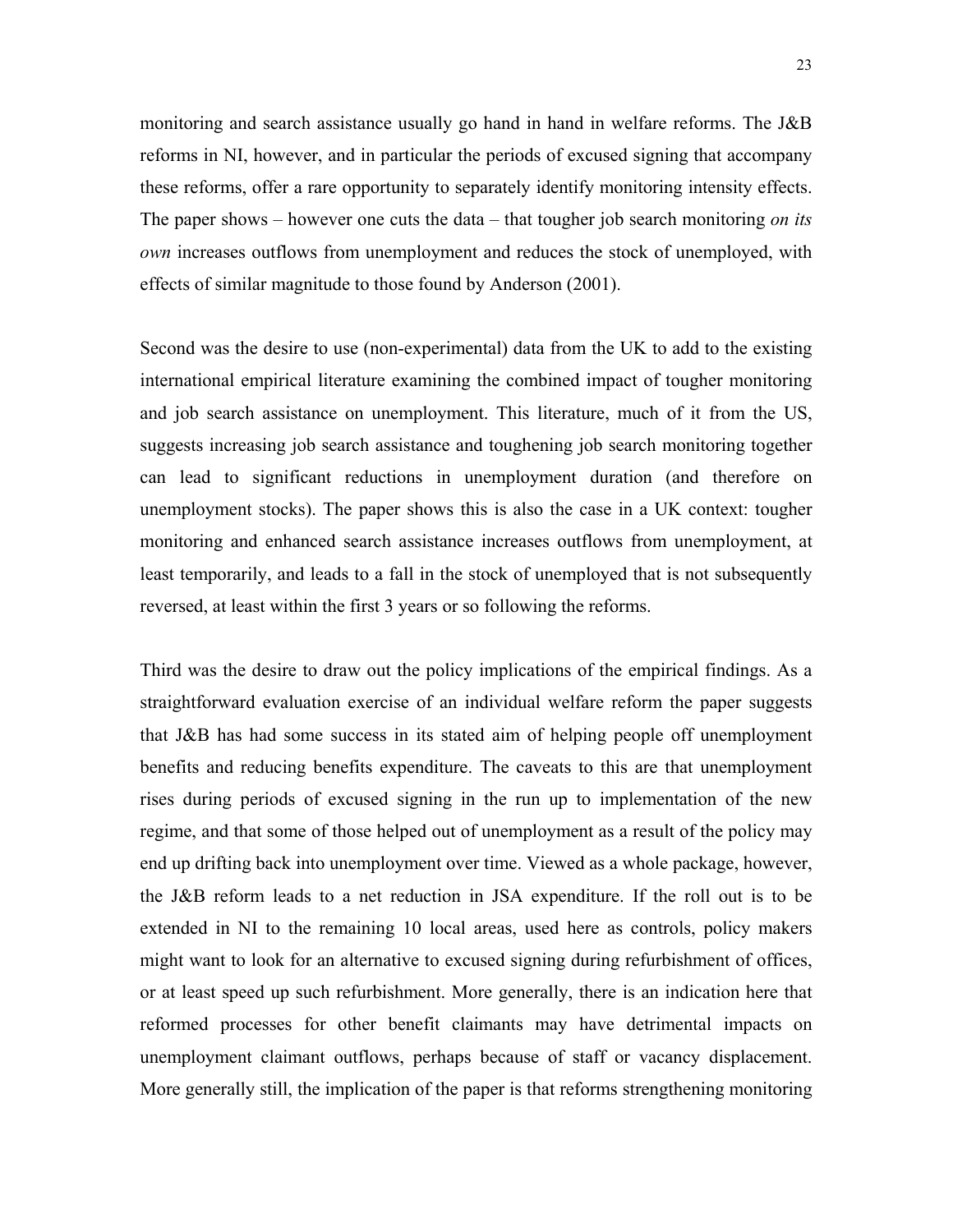monitoring and search assistance usually go hand in hand in welfare reforms. The J&B reforms in NI, however, and in particular the periods of excused signing that accompany these reforms, offer a rare opportunity to separately identify monitoring intensity effects. The paper shows – however one cuts the data – that tougher job search monitoring *on its own* increases outflows from unemployment and reduces the stock of unemployed, with effects of similar magnitude to those found by Anderson (2001).

Second was the desire to use (non-experimental) data from the UK to add to the existing international empirical literature examining the combined impact of tougher monitoring and job search assistance on unemployment. This literature, much of it from the US, suggests increasing job search assistance and toughening job search monitoring together can lead to significant reductions in unemployment duration (and therefore on unemployment stocks). The paper shows this is also the case in a UK context: tougher monitoring and enhanced search assistance increases outflows from unemployment, at least temporarily, and leads to a fall in the stock of unemployed that is not subsequently reversed, at least within the first 3 years or so following the reforms.

Third was the desire to draw out the policy implications of the empirical findings. As a straightforward evaluation exercise of an individual welfare reform the paper suggests that J&B has had some success in its stated aim of helping people off unemployment benefits and reducing benefits expenditure. The caveats to this are that unemployment rises during periods of excused signing in the run up to implementation of the new regime, and that some of those helped out of unemployment as a result of the policy may end up drifting back into unemployment over time. Viewed as a whole package, however, the J&B reform leads to a net reduction in JSA expenditure. If the roll out is to be extended in NI to the remaining 10 local areas, used here as controls, policy makers might want to look for an alternative to excused signing during refurbishment of offices, or at least speed up such refurbishment. More generally, there is an indication here that reformed processes for other benefit claimants may have detrimental impacts on unemployment claimant outflows, perhaps because of staff or vacancy displacement. More generally still, the implication of the paper is that reforms strengthening monitoring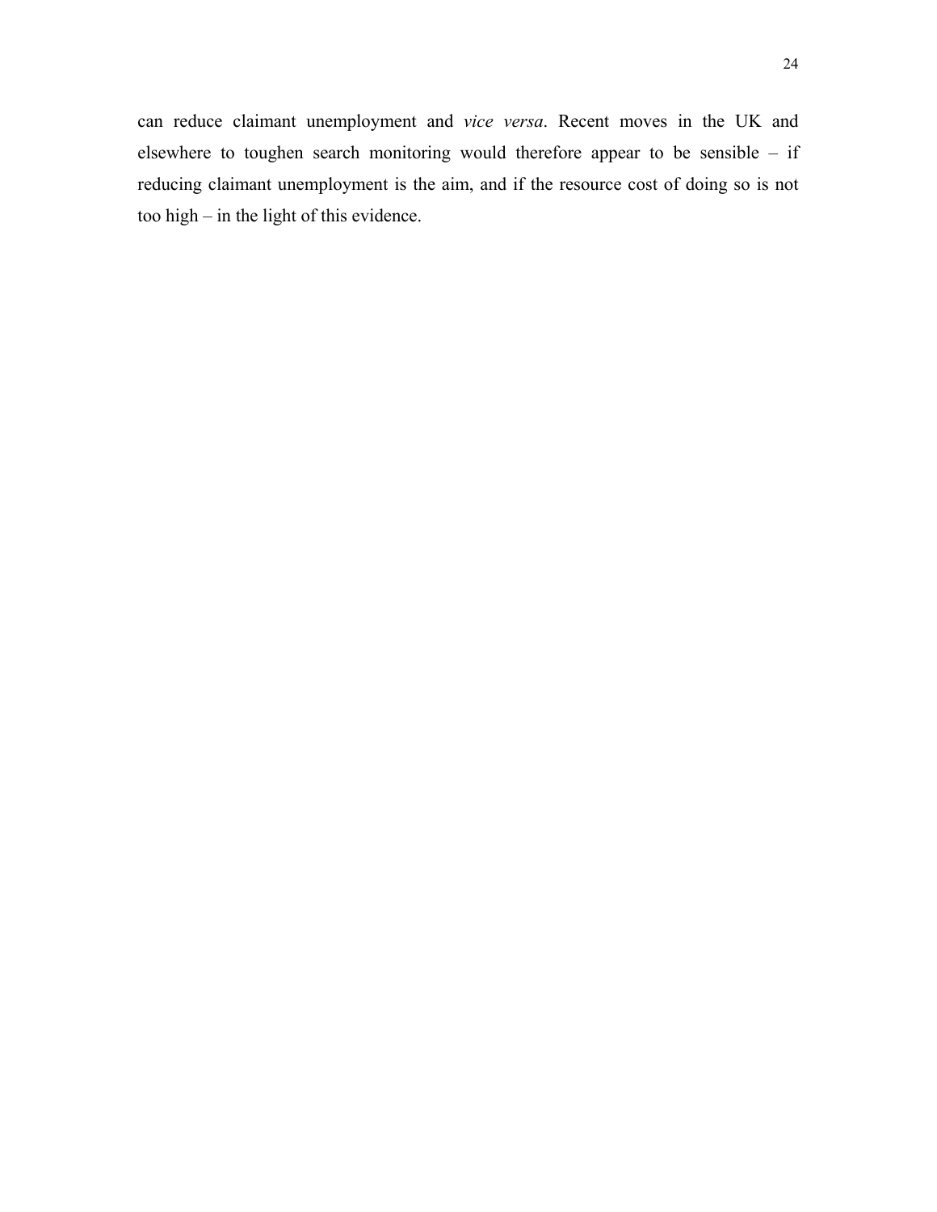can reduce claimant unemployment and *vice versa*. Recent moves in the UK and elsewhere to toughen search monitoring would therefore appear to be sensible – if reducing claimant unemployment is the aim, and if the resource cost of doing so is not too high – in the light of this evidence.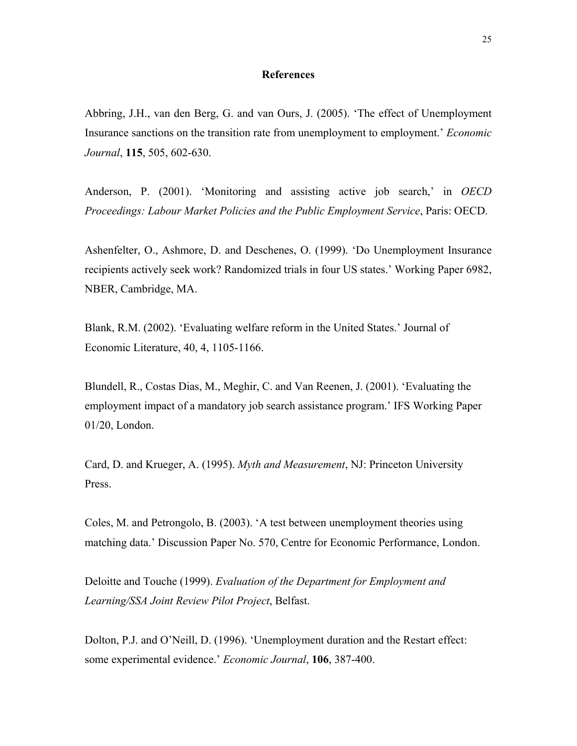## References

Abbring, J.H., van den Berg, G. and van Ours, J. (2005). 'The effect of Unemployment Insurance sanctions on the transition rate from unemployment to employment.' *Economic Journal*, **115**, 505, 602-630.

Anderson, P. (2001). 'Monitoring and assisting active job search,' in *OECD Proceedings: Labour Market Policies and the Public Employment Service*, Paris: OECD.

Ashenfelter, O., Ashmore, D. and Deschenes, O. (1999). 'Do Unemployment Insurance recipients actively seek work? Randomized trials in four US states.' Working Paper 6982, NBER, Cambridge, MA.

Blank, R.M. (2002). 'Evaluating welfare reform in the United States.' Journal of Economic Literature, 40, 4, 1105-1166.

Blundell, R., Costas Dias, M., Meghir, C. and Van Reenen, J. (2001). 'Evaluating the employment impact of a mandatory job search assistance program.' IFS Working Paper 01/20, London.

Card, D. and Krueger, A. (1995). *Myth and Measurement*, NJ: Princeton University Press.

Coles, M. and Petrongolo, B. (2003). 'A test between unemployment theories using matching data.' Discussion Paper No. 570, Centre for Economic Performance, London.

Deloitte and Touche (1999). *Evaluation of the Department for Employment and Learning/SSA Joint Review Pilot Project*, Belfast.

Dolton, P.J. and O'Neill, D. (1996). 'Unemployment duration and the Restart effect: some experimental evidence.' *Economic Journal*, **106**, 387-400.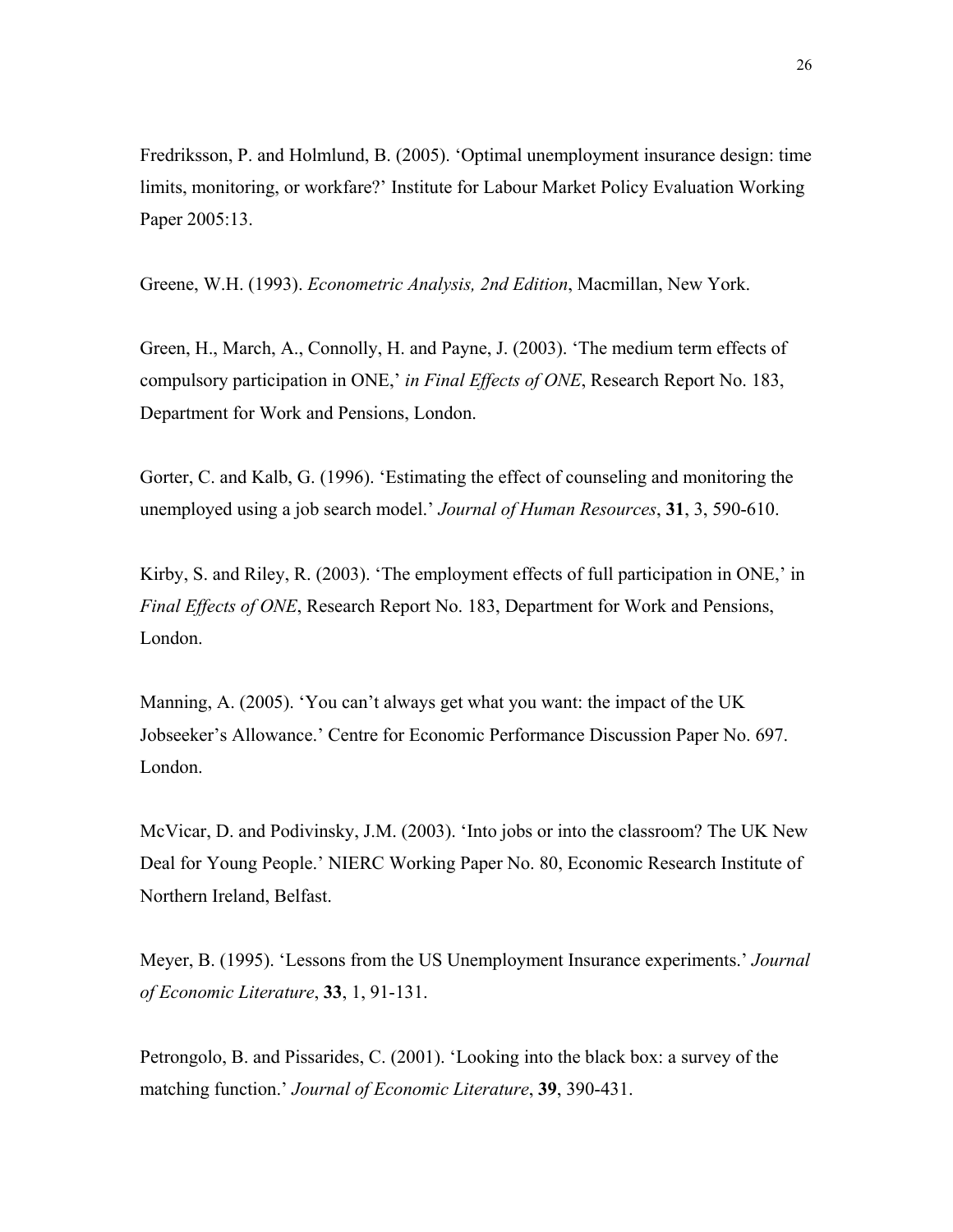Fredriksson, P. and Holmlund, B. (2005). 'Optimal unemployment insurance design: time limits, monitoring, or workfare?' Institute for Labour Market Policy Evaluation Working Paper 2005:13.

Greene, W.H. (1993). *Econometric Analysis, 2nd Edition*, Macmillan, New York.

Green, H., March, A., Connolly, H. and Payne, J. (2003). 'The medium term effects of compulsory participation in ONE,' *in Final Effects of ONE*, Research Report No. 183, Department for Work and Pensions, London.

Gorter, C. and Kalb, G. (1996). 'Estimating the effect of counseling and monitoring the unemployed using a job search model.' *Journal of Human Resources*, **31**, 3, 590-610.

Kirby, S. and Riley, R. (2003). 'The employment effects of full participation in ONE,' in *Final Effects of ONE*, Research Report No. 183, Department for Work and Pensions, London.

Manning, A. (2005). 'You can't always get what you want: the impact of the UK Jobseeker's Allowance.' Centre for Economic Performance Discussion Paper No. 697. London.

McVicar, D. and Podivinsky, J.M. (2003). 'Into jobs or into the classroom? The UK New Deal for Young People.' NIERC Working Paper No. 80, Economic Research Institute of Northern Ireland, Belfast.

Meyer, B. (1995). 'Lessons from the US Unemployment Insurance experiments.' *Journal of Economic Literature*, **33**, 1, 91-131.

Petrongolo, B. and Pissarides, C. (2001). 'Looking into the black box: a survey of the matching function.' *Journal of Economic Literature*, **39**, 390-431.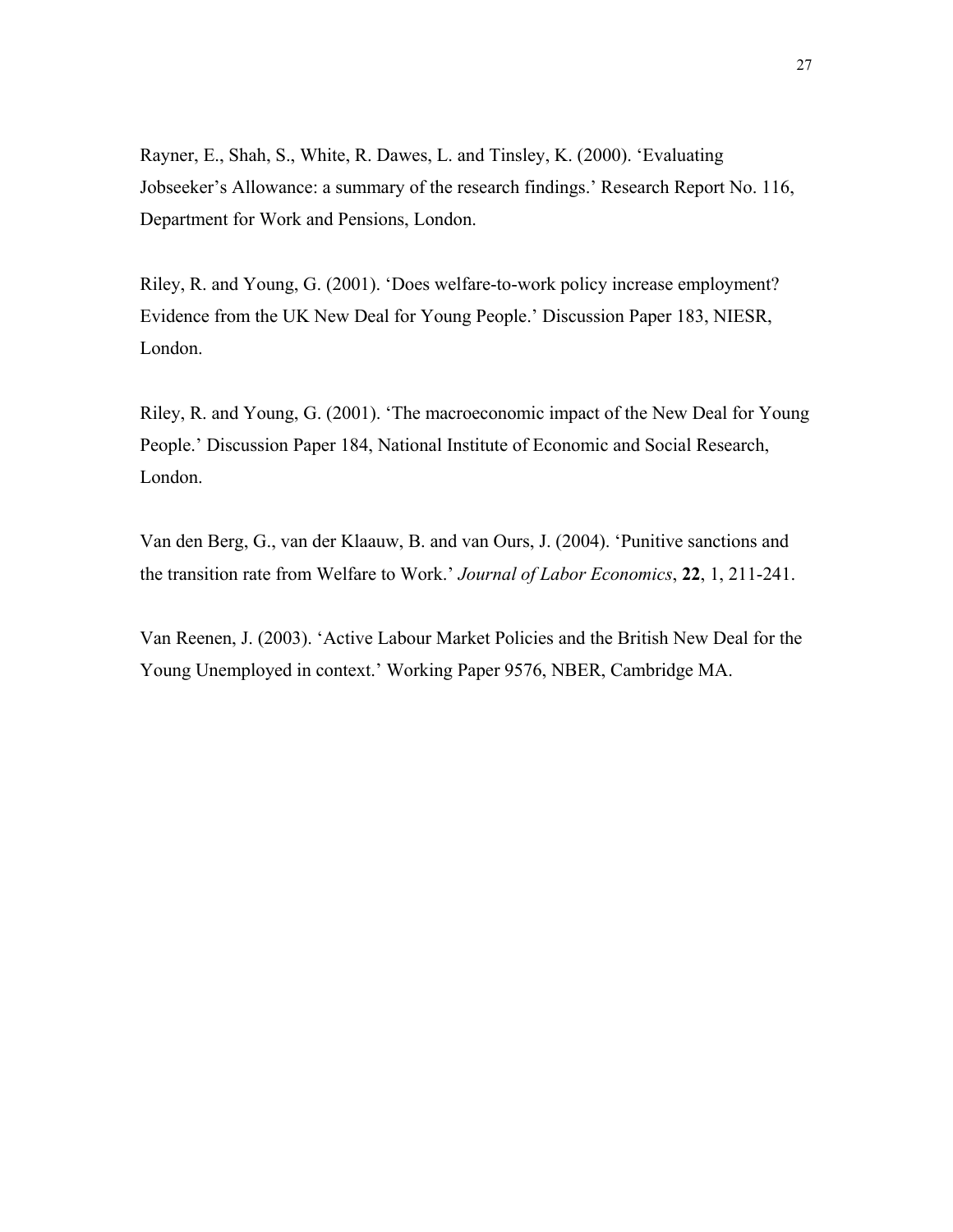Rayner, E., Shah, S., White, R. Dawes, L. and Tinsley, K. (2000). 'Evaluating Jobseeker's Allowance: a summary of the research findings.' Research Report No. 116, Department for Work and Pensions, London.

Riley, R. and Young, G. (2001). 'Does welfare-to-work policy increase employment? Evidence from the UK New Deal for Young People.' Discussion Paper 183, NIESR, London.

Riley, R. and Young, G. (2001). 'The macroeconomic impact of the New Deal for Young People.' Discussion Paper 184, National Institute of Economic and Social Research, London.

Van den Berg, G., van der Klaauw, B. and van Ours, J. (2004). 'Punitive sanctions and the transition rate from Welfare to Work.' *Journal of Labor Economics*, **22**, 1, 211-241.

Van Reenen, J. (2003). 'Active Labour Market Policies and the British New Deal for the Young Unemployed in context.' Working Paper 9576, NBER, Cambridge MA.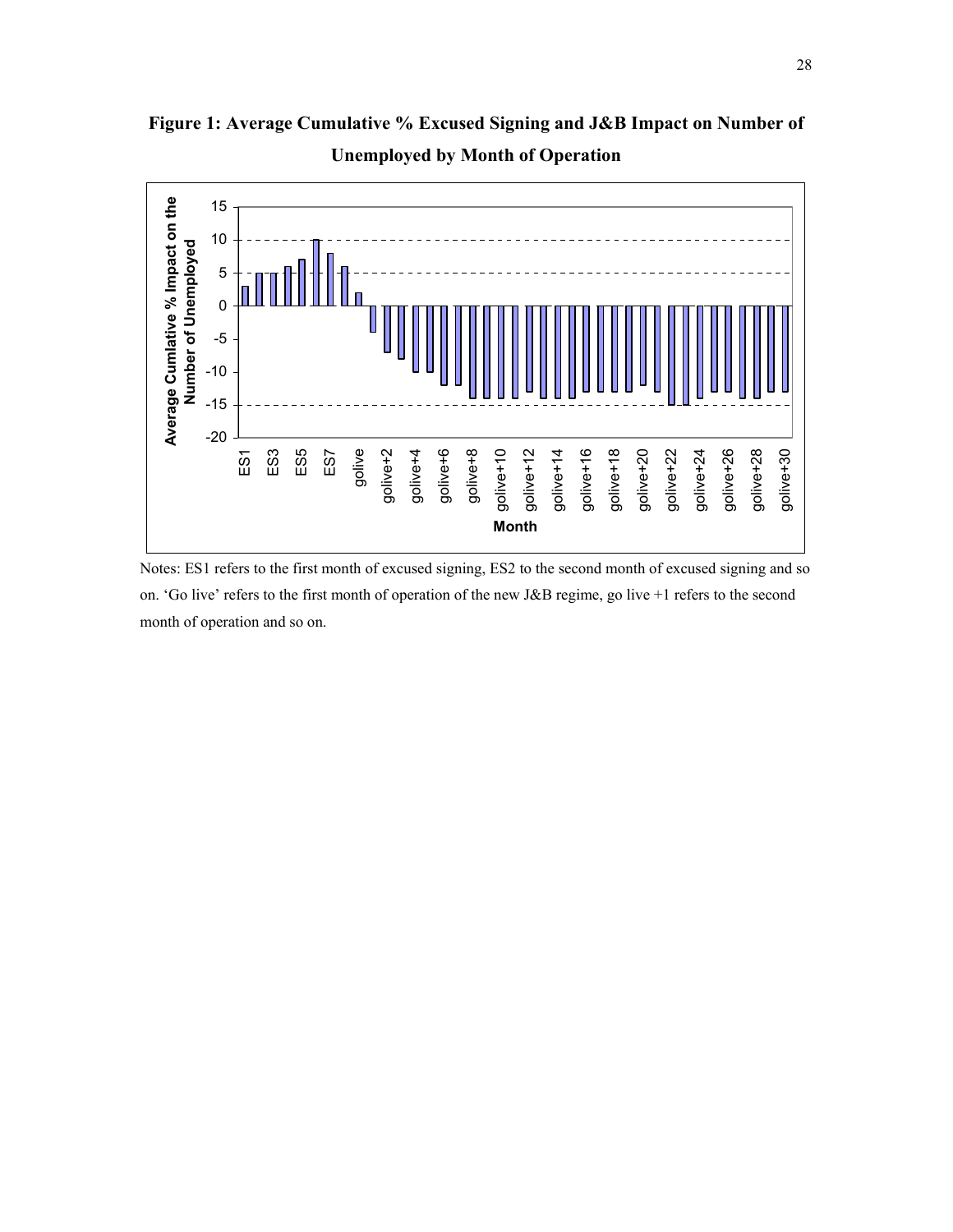**Figure 1: Average Cumulative % Excused Signing and J&B Impact on Number of Unemployed by Month of Operation**

Notes: ES1 refers to the first month of excused signing, ES2 to the second month of excused signing and so on. 'Go live' refers to the first month of operation of the new J&B regime, go live +1 refers to the second month of operation and so on.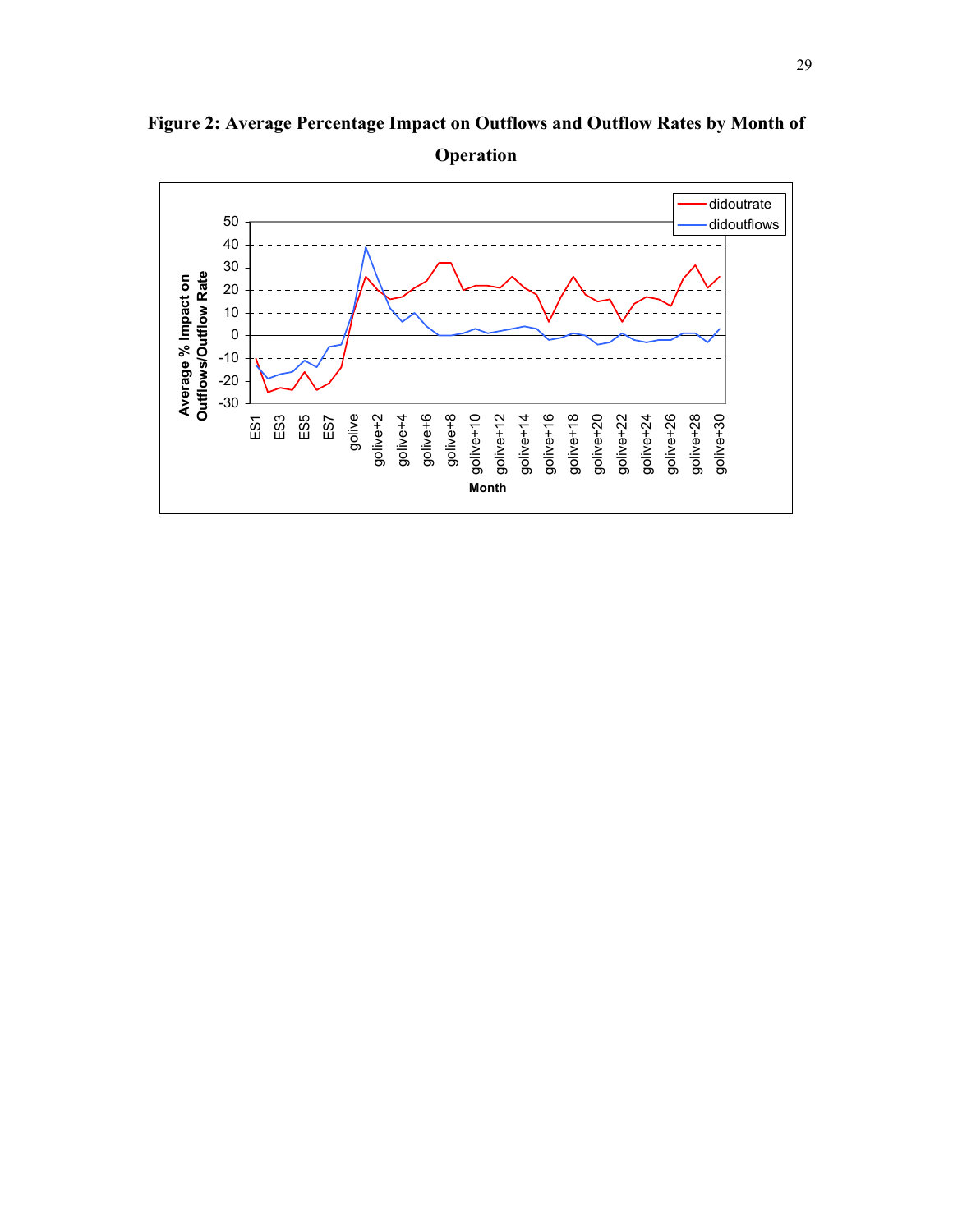**Figure 2: Average Percentage Impact on Outflows and Outflow Rates by Month of Operation**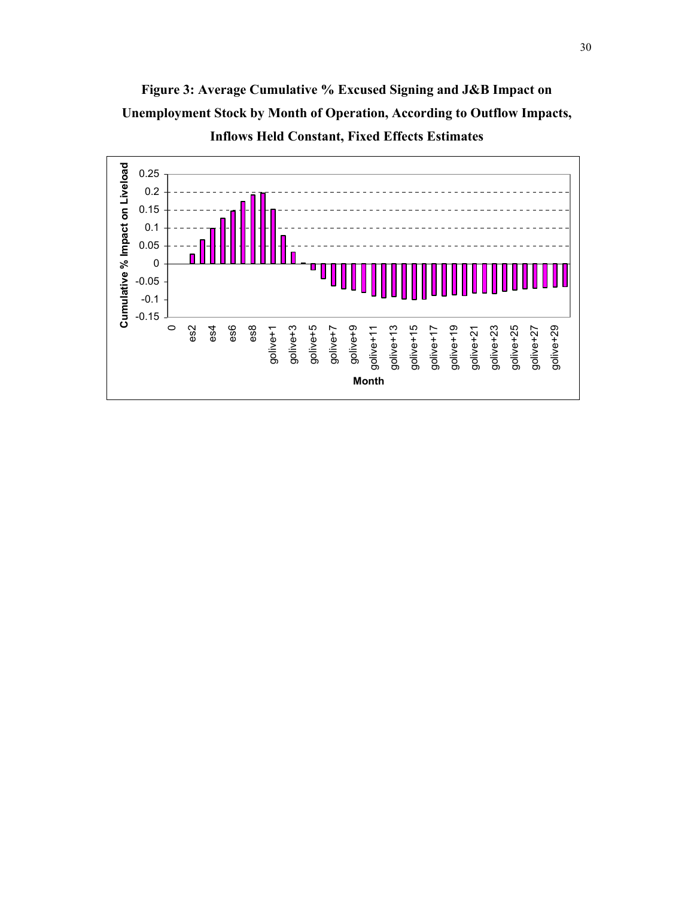**Figure 3: Average Cumulative % Excused Signing and J&B Impact on Unemployment Stock by Month of Operation, According to Outflow Impacts, Inflows Held Constant, Fixed Effects Estimates**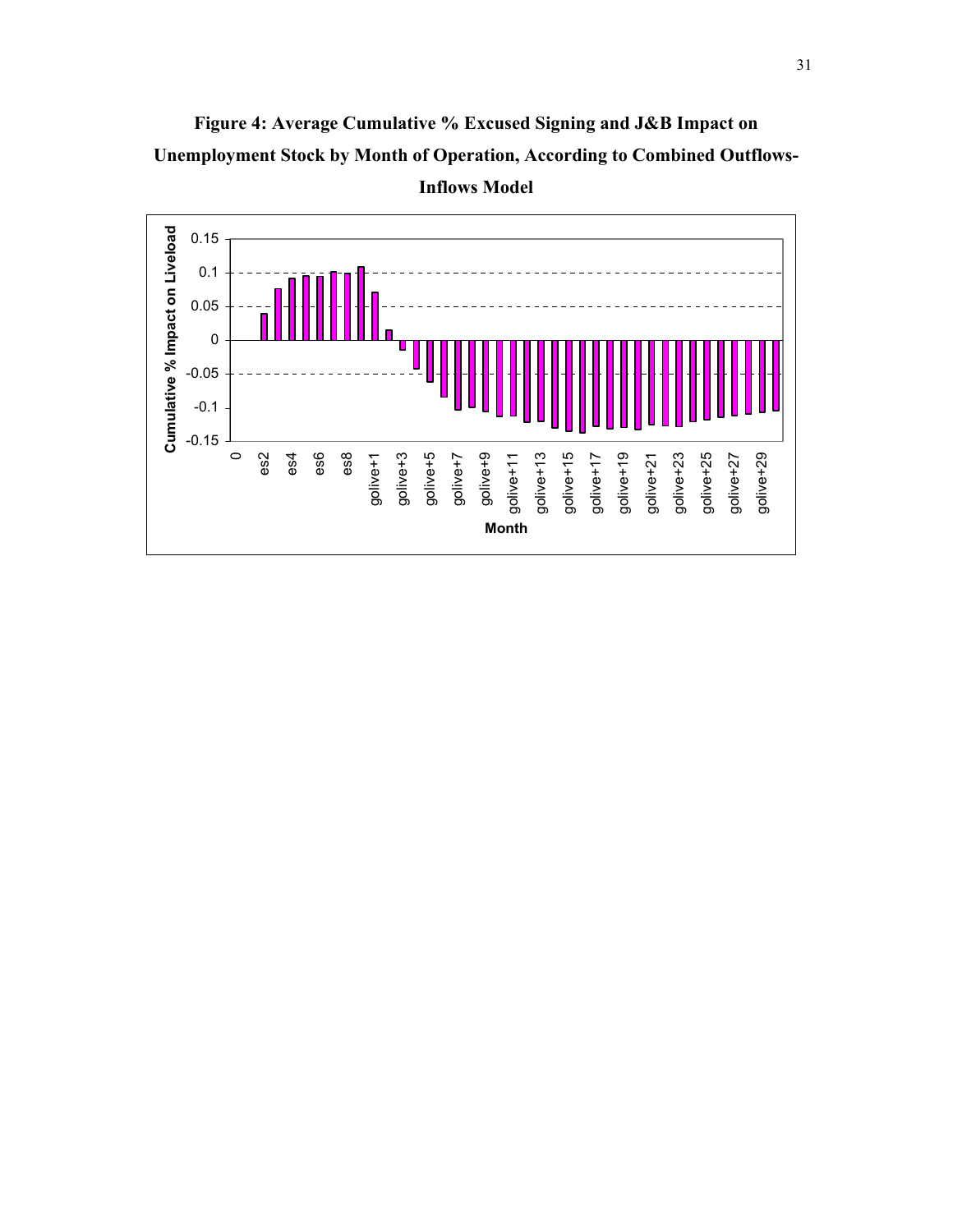**Figure 4: Average Cumulative % Excused Signing and J&B Impact on Unemployment Stock by Month of Operation, According to Combined Outflows-Inflows Model**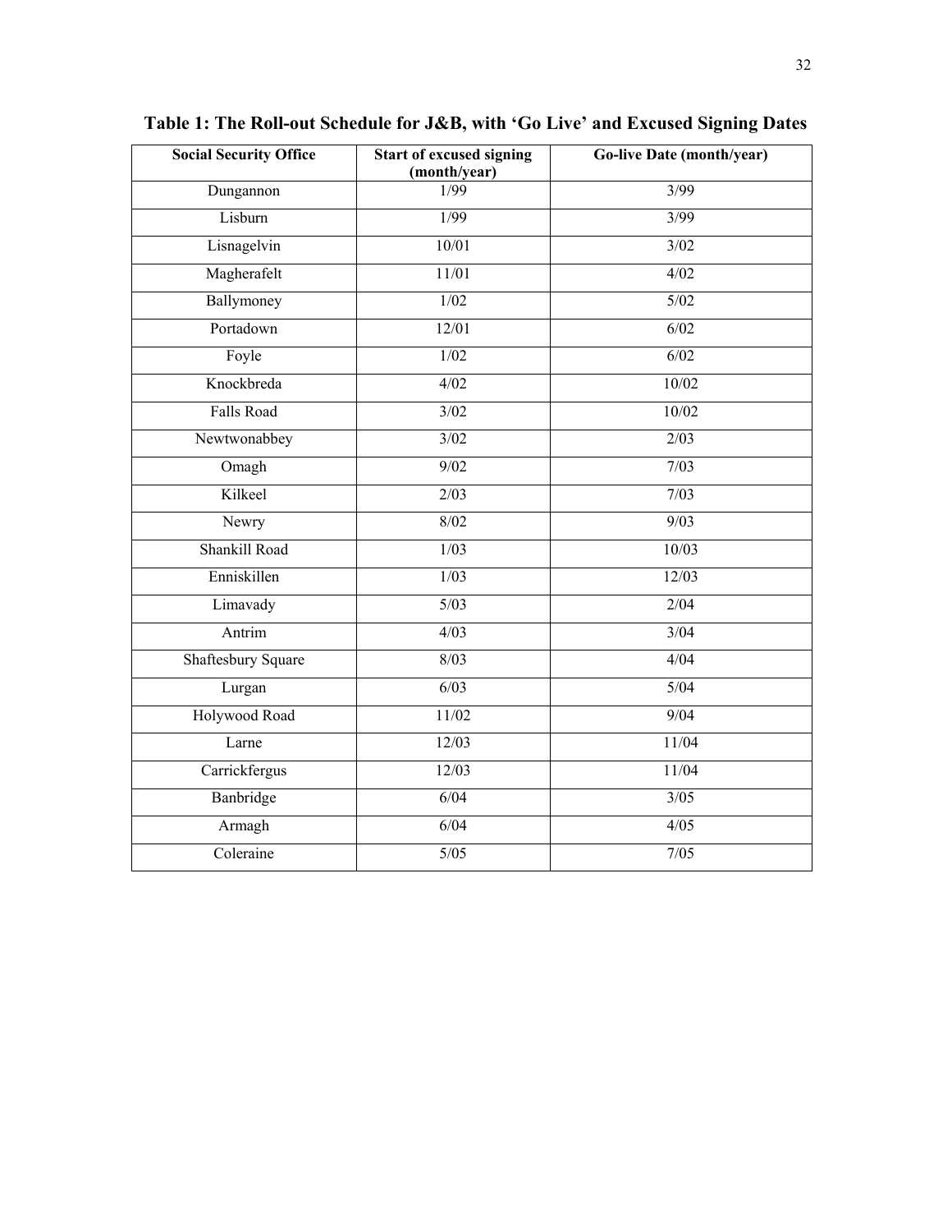**Table 1: The Roll-out Schedule for J&B, with 'Go Live' and Excused Signing Dates**

| Social Security Office | Start of excused signing (month/year) | Go-live Date (month/year) |
|---|---|---|
| Dungannon | 1/99 | 3/99 |
| Lisburn | 1/99 | 3/99 |
| Lisnagelvin | 10/01 | 3/02 |
| Magherafelt | 11/01 | 4/02 |
| Ballymoney | 1/02 | 5/02 |
| Portadown | 12/01 | 6/02 |
| Foyle | 1/02 | 6/02 |
| Knockbreda | 4/02 | 10/02 |
| Falls Road | 3/02 | 10/02 |
| Newtwonabbey | 3/02 | 2/03 |
| Omagh | 9/02 | 7/03 |
| Kilkeel | 2/03 | 7/03 |
| Newry | 8/02 | 9/03 |
| Shankill Road | 1/03 | 10/03 |
| Enniskillen | 1/03 | 12/03 |
| Limavady | 5/03 | 2/04 |
| Antrim | 4/03 | 3/04 |
| Shaftesbury Square | 8/03 | 4/04 |
| Lurgan | 6/03 | 5/04 |
| Holywood Road | 11/02 | 9/04 |
| Larne | 12/03 | 11/04 |
| Carrickfergus | 12/03 | 11/04 |
| Banbridge | 6/04 | 3/05 |
| Armagh | 6/04 | 4/05 |
| Coleraine | 5/05 | 7/05 |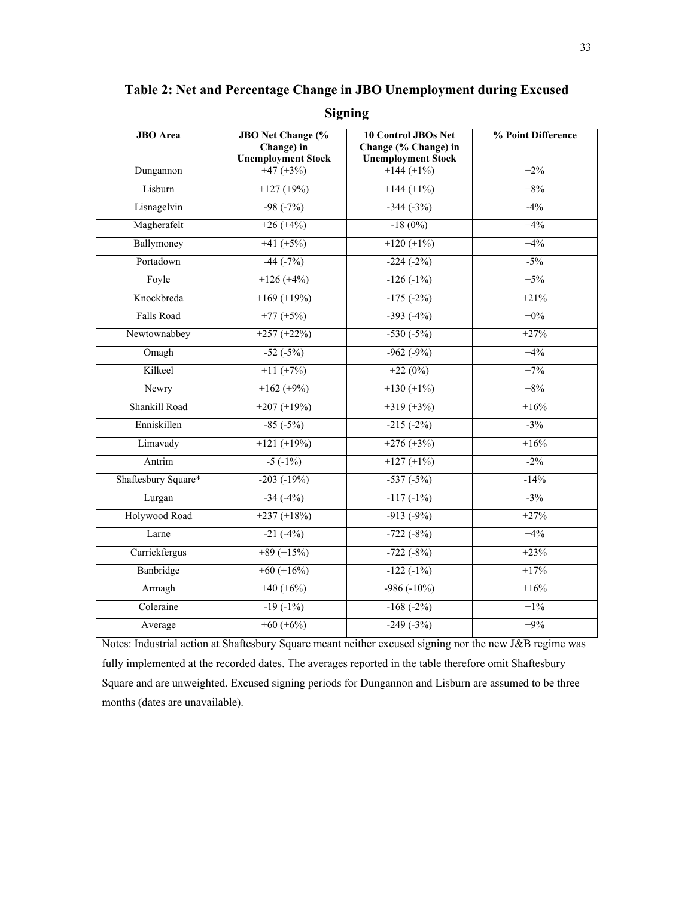**Table 2: Net and Percentage Change in JBO Unemployment during Excused Signing**

| JBO Area | JBO Net Change (% Change) in Unemployment Stock | 10 Control JBOs Net Change (% Change) in Unemployment Stock | % Point Difference |
|---|---|---|---|
| Dungannon | +47 (+3%) | +144 (+1%) | +2% |
| Lisburn | +127 (+9%) | +144 (+1%) | +8% |
| Lisnagelvin | -98 (-7%) | -344 (-3%) | -4% |
| Magherafelt | +26 (+4%) | -18 (0%) | +4% |
| Ballymoney | +41 (+5%) | +120 (+1%) | +4% |
| Portadown | -44 (-7%) | -224 (-2%) | -5% |
| Foyle | +126 (+4%) | -126 (-1%) | +5% |
| Knockbreda | +169 (+19%) | -175 (-2%) | +21% |
| Falls Road | +77 (+5%) | -393 (-4%) | +0% |
| Newtownabbey | +257 (+22%) | -530 (-5%) | +27% |
| Omagh | -52 (-5%) | -962 (-9%) | +4% |
| Kilkeel | +11 (+7%) | +22 (0%) | +7% |
| Newry | +162 (+9%) | +130 (+1%) | +8% |
| Shankill Road | +207 (+19%) | +319 (+3%) | +16% |
| Enniskillen | -85 (-5%) | -215 (-2%) | -3% |
| Limavady | +121 (+19%) | +276 (+3%) | +16% |
| Antrim | -5 (-1%) | +127 (+1%) | -2% |
| Shaftesbury Square* | -203 (-19%) | -537 (-5%) | -14% |
| Lurgan | -34 (-4%) | -117 (-1%) | -3% |
| Holywood Road | +237 (+18%) | -913 (-9%) | +27% |
| Larne | -21 (-4%) | -722 (-8%) | +4% |
| Carrickfergus | +89 (+15%) | -722 (-8%) | +23% |
| Banbridge | +60 (+16%) | -122 (-1%) | +17% |
| Armagh | +40 (+6%) | -986 (-10%) | +16% |
| Coleraine | -19 (-1%) | -168 (-2%) | +1% |
| Average | +60 (+6%) | -249 (-3%) | +9% |

Notes: Industrial action at Shaftesbury Square meant neither excused signing nor the new J&B regime was fully implemented at the recorded dates. The averages reported in the table therefore omit Shaftesbury Square and are unweighted. Excused signing periods for Dungannon and Lisburn are assumed to be three months (dates are unavailable).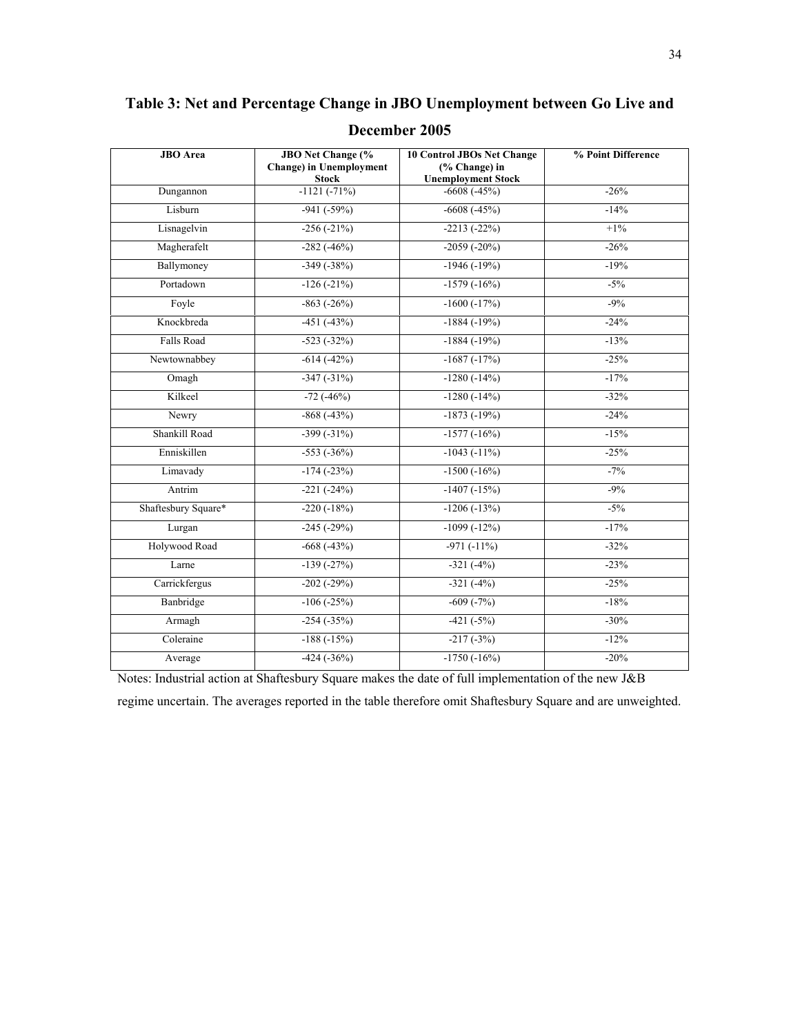## Table 3: Net and Percentage Change in JBO Unemployment between Go Live and December 2005

| JBO Area | JBO Net Change (% Change) in Unemployment Stock | 10 Control JBOs Net Change (% Change) in Unemployment Stock | % Point Difference |
|---|---|---|---|
| Dungannon | -1121 (-71%) | -6608 (-45%) | -26% |
| Lisburn | -941 (-59%) | -6608 (-45%) | -14% |
| Lisnagelvin | -256 (-21%) | -2213 (-22%) | +1% |
| Magherafelt | -282 (-46%) | -2059 (-20%) | -26% |
| Ballymoney | -349 (-38%) | -1946 (-19%) | -19% |
| Portadown | -126 (-21%) | -1579 (-16%) | -5% |
| Foyle | -863 (-26%) | -1600 (-17%) | -9% |
| Knockbreda | -451 (-43%) | -1884 (-19%) | -24% |
| Falls Road | -523 (-32%) | -1884 (-19%) | -13% |
| Newtownabbey | -614 (-42%) | -1687 (-17%) | -25% |
| Omagh | -347 (-31%) | -1280 (-14%) | -17% |
| Kilkeel | -72 (-46%) | -1280 (-14%) | -32% |
| Newry | -868 (-43%) | -1873 (-19%) | -24% |
| Shankill Road | -399 (-31%) | -1577 (-16%) | -15% |
| Enniskillen | -553 (-36%) | -1043 (-11%) | -25% |
| Limavady | -174 (-23%) | -1500 (-16%) | -7% |
| Antrim | -221 (-24%) | -1407 (-15%) | -9% |
| Shaftesbury Square* | -220 (-18%) | -1206 (-13%) | -5% |
| Lurgan | -245 (-29%) | -1099 (-12%) | -17% |
| Holywood Road | -668 (-43%) | -971 (-11%) | -32% |
| Larne | -139 (-27%) | -321 (-4%) | -23% |
| Carrickfergus | -202 (-29%) | -321 (-4%) | -25% |
| Banbridge | -106 (-25%) | -609 (-7%) | -18% |
| Armagh | -254 (-35%) | -421 (-5%) | -30% |
| Coleraine | -188 (-15%) | -217 (-3%) | -12% |
| Average | -424 (-36%) | -1750 (-16%) | -20% |

Notes: Industrial action at Shaftesbury Square makes the date of full implementation of the new J&B regime uncertain. The averages reported in the table therefore omit Shaftesbury Square and are unweighted.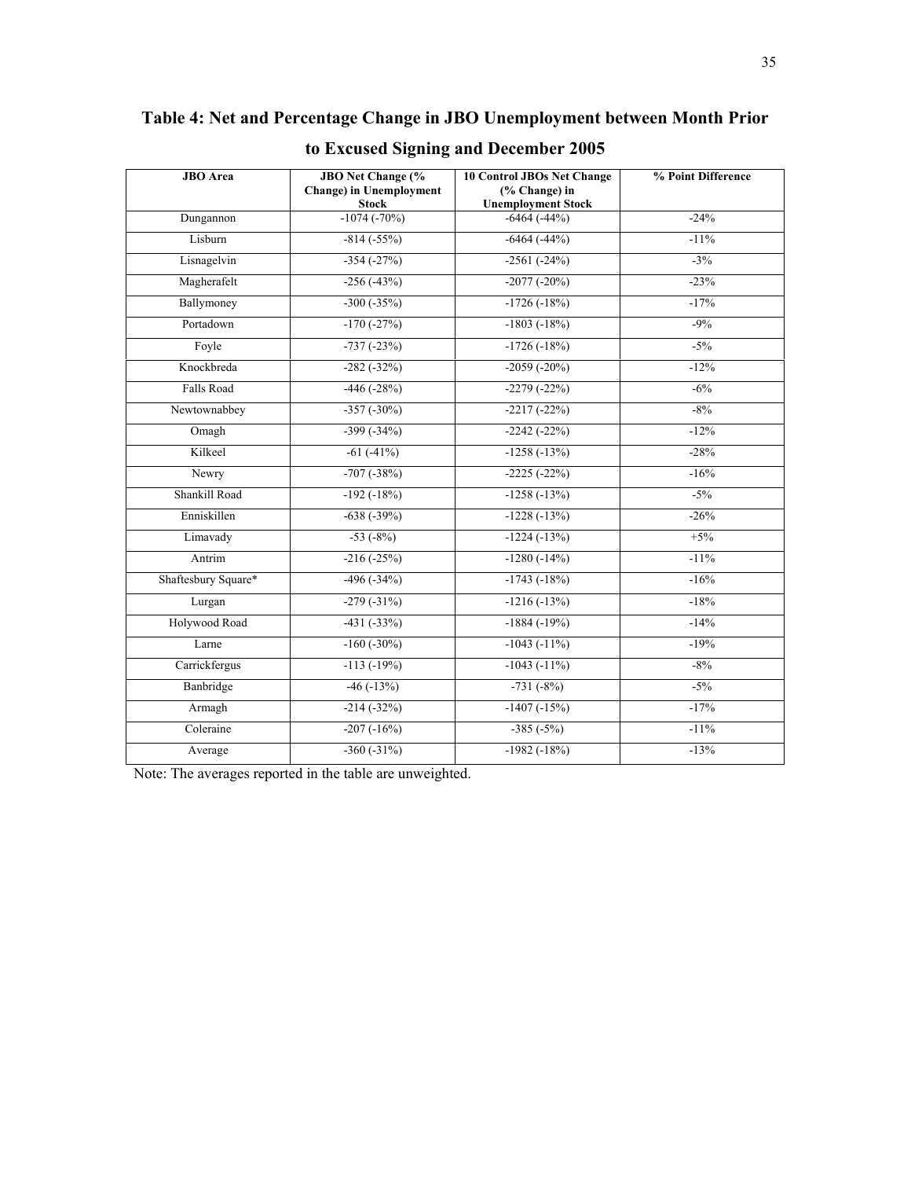## Table 4: Net and Percentage Change in JBO Unemployment between Month Prior to Excused Signing and December 2005

| JBO Area | JBO Net Change (% Change) in Unemployment Stock | 10 Control JBOs Net Change (% Change) in Unemployment Stock | % Point Difference |
|---|---|---|---|
| Dungannon | -1074 (-70%) | -6464 (-44%) | -24% |
| Lisburn | -814 (-55%) | -6464 (-44%) | -11% |
| Lisnagelvin | -354 (-27%) | -2561 (-24%) | -3% |
| Magherafelt | -256 (-43%) | -2077 (-20%) | -23% |
| Ballymoney | -300 (-35%) | -1726 (-18%) | -17% |
| Portadown | -170 (-27%) | -1803 (-18%) | -9% |
| Foyle | -737 (-23%) | -1726 (-18%) | -5% |
| Knockbreda | -282 (-32%) | -2059 (-20%) | -12% |
| Falls Road | -446 (-28%) | -2279 (-22%) | -6% |
| Newtownabbey | -357 (-30%) | -2217 (-22%) | -8% |
| Omagh | -399 (-34%) | -2242 (-22%) | -12% |
| Kilkeel | -61 (-41%) | -1258 (-13%) | -28% |
| Newry | -707 (-38%) | -2225 (-22%) | -16% |
| Shankill Road | -192 (-18%) | -1258 (-13%) | -5% |
| Enniskillen | -638 (-39%) | -1228 (-13%) | -26% |
| Limavady | -53 (-8%) | -1224 (-13%) | +5% |
| Antrim | -216 (-25%) | -1280 (-14%) | -11% |
| Shaftesbury Square* | -496 (-34%) | -1743 (-18%) | -16% |
| Lurgan | -279 (-31%) | -1216 (-13%) | -18% |
| Holywood Road | -431 (-33%) | -1884 (-19%) | -14% |
| Larne | -160 (-30%) | -1043 (-11%) | -19% |
| Carrickfergus | -113 (-19%) | -1043 (-11%) | -8% |
| Banbridge | -46 (-13%) | -731 (-8%) | -5% |
| Armagh | -214 (-32%) | -1407 (-15%) | -17% |
| Coleraine | -207 (-16%) | -385 (-5%) | -11% |
| Average | -360 (-31%) | -1982 (-18%) | -13% |

Note: The averages reported in the table are unweighted.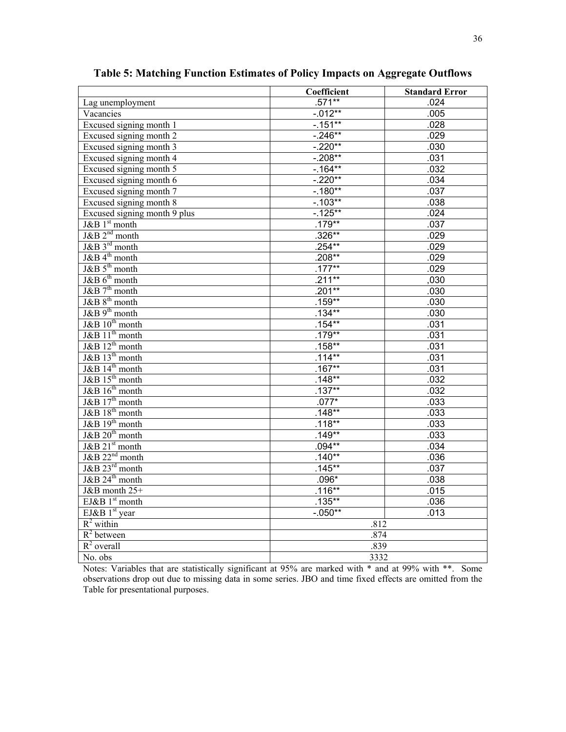**Table 5: Matching Function Estimates of Policy Impacts on Aggregate Outflows**

| | Coefficient | Standard Error |
|---|---|---|
| Lag unemployment | .571** | .024 |
| Vacancies | -.012** | .005 |
| Excused signing month 1 | -.151** | .028 |
| Excused signing month 2 | -.246** | .029 |
| Excused signing month 3 | -.220** | .030 |
| Excused signing month 4 | -.208** | .031 |
| Excused signing month 5 | -.164** | .032 |
| Excused signing month 6 | -.220** | .034 |
| Excused signing month 7 | -.180** | .037 |
| Excused signing month 8 | -.103** | .038 |
| Excused signing month 9 plus | -.125** | .024 |
| J&B 1st month | .179** | .037 |
| J&B 2nd month | .326** | .029 |
| J&B 3rd month | .254** | .029 |
| J&B 4th month | .208** | .029 |
| J&B 5th month | .177** | .029 |
| J&B 6th month | .211** | ,030 |
| J&B 7th month | .201** | .030 |
| J&B 8th month | .159** | .030 |
| J&B 9th month | .134** | .030 |
| J&B 10th month | .154** | .031 |
| J&B 11th month | .179** | .031 |
| J&B 12th month | .158** | .031 |
| J&B 13th month | .114** | .031 |
| J&B 14th month | .167** | .031 |
| J&B 15th month | .148** | .032 |
| J&B 16th month | .137** | .032 |
| J&B 17th month | .077* | .033 |
| J&B 18th month | .148** | .033 |
| J&B 19th month | .118** | .033 |
| J&B 20th month | .149** | .033 |
| J&B 21st month | .094** | .034 |
| J&B 22nd month | .140** | .036 |
| J&B 23rd month | .145** | .037 |
| J&B 24th month | .096* | .038 |
| J&B month 25+ | .116** | .015 |
| EJ&B 1st month | .135** | .036 |
| EJ&B 1st year | -.050** | .013 |
| $R^2$ within | .812 | |
| $R^2$ between | .874 | |
| $R^2$ overall | .839 | |
| No. obs | 3332 | |

Notes: Variables that are statistically significant at 95% are marked with * and at 99% with **. Some observations drop out due to missing data in some series. JBO and time fixed effects are omitted from the Table for presentational purposes.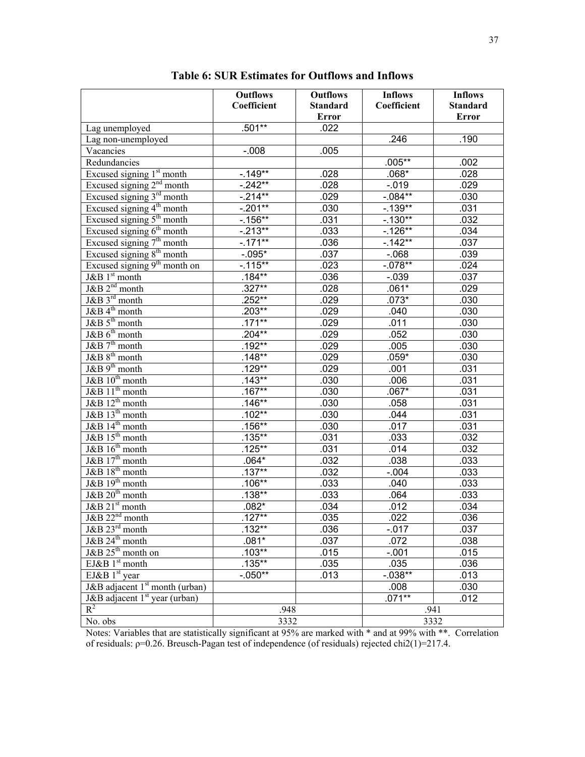# Table 6: SUR Estimates for Outflows and Inflows

| | Outflows Coefficient | Outflows Standard Error | Inflows Coefficient | Inflows Standard Error |
|---|---|---|---|---|
| Lag unemployed | .501** | .022 | | |
| Lag non-unemployed | | | .246 | .190 |
| Vacancies | -.008 | .005 | | |
| Redundancies | | | .005** | .002 |
| Excused signing 1st month | -.149** | .028 | .068* | .028 |
| Excused signing 2nd month | -.242** | .028 | -.019 | .029 |
| Excused signing 3rd month | -.214** | .029 | -.084** | .030 |
| Excused signing 4th month | -.201** | .030 | -.139** | .031 |
| Excused signing 5th month | -.156** | .031 | -.130** | .032 |
| Excused signing 6th month | -.213** | .033 | -.126** | .034 |
| Excused signing 7th month | -.171** | .036 | -.142** | .037 |
| Excused signing 8th month | -.095* | .037 | -.068 | .039 |
| Excused signing 9th month on | -.115** | .023 | -.078** | .024 |
| J&B 1st month | .184** | .036 | -.039 | .037 |
| J&B 2nd month | .327** | .028 | .061* | .029 |
| J&B 3rd month | .252** | .029 | .073* | .030 |
| J&B 4th month | .203** | .029 | .040 | .030 |
| J&B 5th month | .171** | .029 | .011 | .030 |
| J&B 6th month | .204** | .029 | .052 | .030 |
| J&B 7th month | .192** | .029 | .005 | .030 |
| J&B 8th month | .148** | .029 | .059* | .030 |
| J&B 9th month | .129** | .029 | .001 | .031 |
| J&B 10th month | .143** | .030 | .006 | .031 |
| J&B 11th month | .167** | .030 | .067* | .031 |
| J&B 12th month | .146** | .030 | .058 | .031 |
| J&B 13th month | .102** | .030 | .044 | .031 |
| J&B 14th month | .156** | .030 | .017 | .031 |
| J&B 15th month | .135** | .031 | .033 | .032 |
| J&B 16th month | .125** | .031 | .014 | .032 |
| J&B 17th month | .064* | .032 | .038 | .033 |
| J&B 18th month | .137** | .032 | -.004 | .033 |
| J&B 19th month | .106** | .033 | .040 | .033 |
| J&B 20th month | .138** | .033 | .064 | .033 |
| J&B 21st month | .082* | .034 | .012 | .034 |
| J&B 22nd month | .127** | .035 | .022 | .036 |
| J&B 23rd month | .132** | .036 | -.017 | .037 |
| J&B 24th month | .081* | .037 | .072 | .038 |
| J&B 25th month on | .103** | .015 | -.001 | .015 |
| EJ&B 1st month | .135** | .035 | .035 | .036 |
| EJ&B 1st year | -.050** | .013 | -.038** | .013 |
| J&B adjacent 1st month (urban) | | | .008 | .030 |
| J&B adjacent 1st year (urban) | | | .071** | .012 |
| $R^2$ | .948 | | .941 | |
| No. obs | 3332 | | 3332 | |

Notes: Variables that are statistically significant at 95% are marked with * and at 99% with **. Correlation of residuals: $\rho$=0.26. Breusch-Pagan test of independence (of residuals) rejected chi2(1)=217.4.